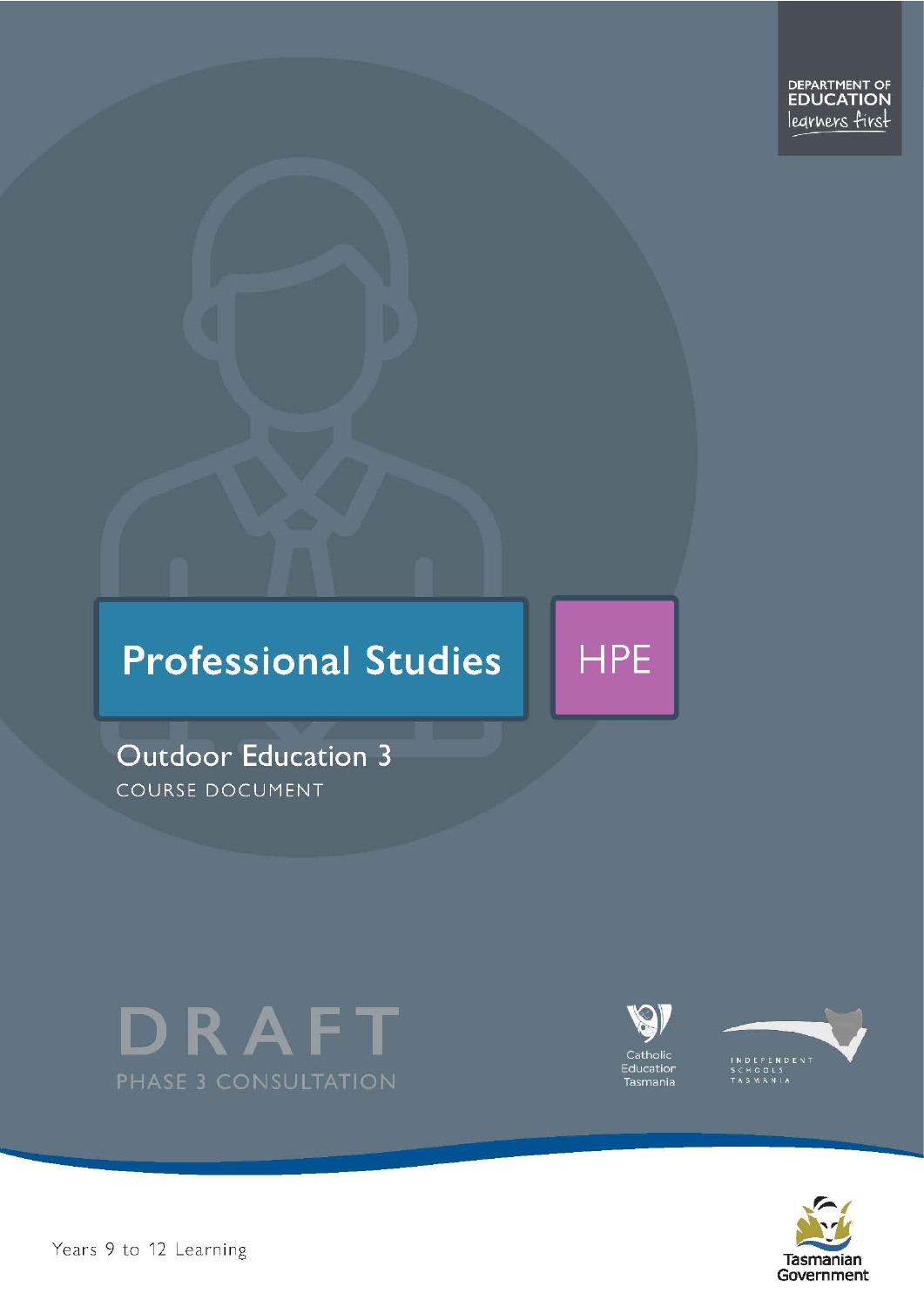DEPARTMENT OF EDUCATION
learners first

# Professional Studies

HPE

## Outdoor Education 3

COURSE DOCUMENT

DRAFT

PHASE 3 CONSULTATION

Catholic Education Tasmania

INDEPENDENT SCHOOLS TASMANIA

Tasmanian Government

Years 9 to 12 Learning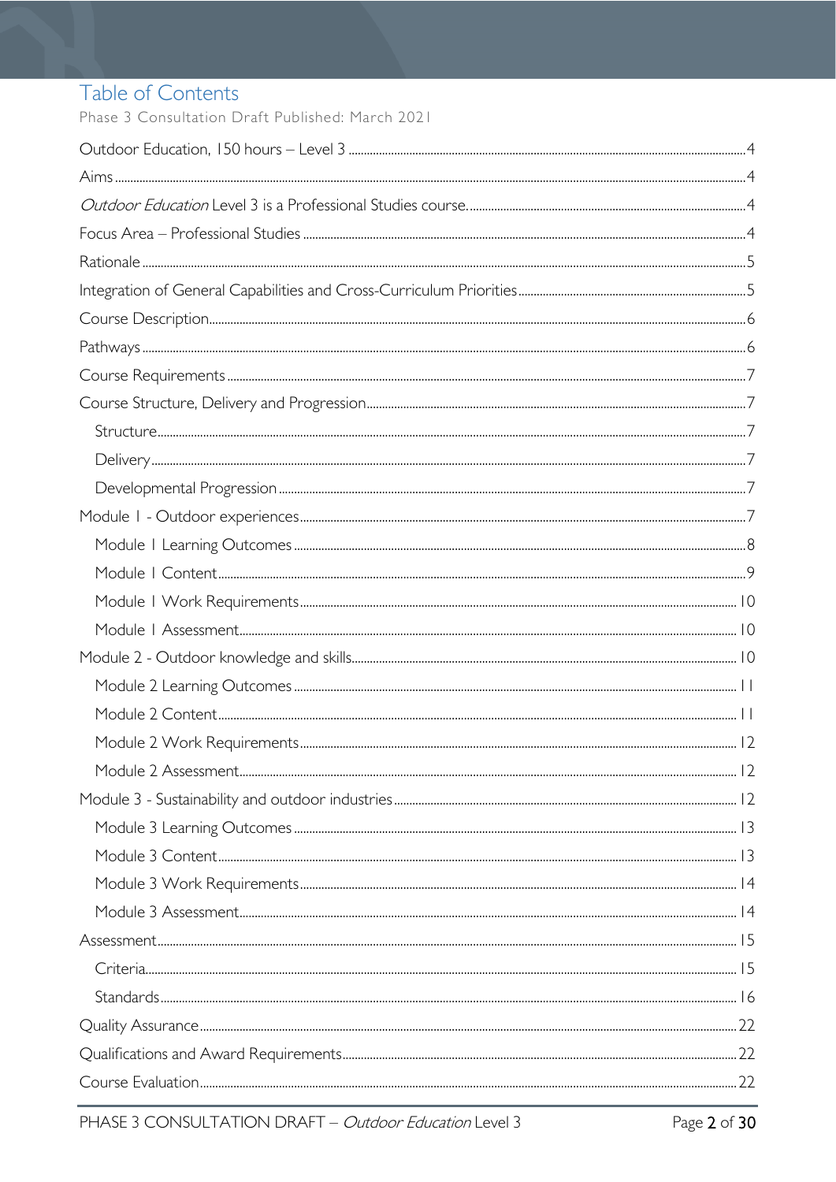# Table of Contents

Phase 3 Consultation Draft Published: March 2021

Outdoor Education, 150 hours – Level 3 .......... 4

Aims .......... 4

*Outdoor Education* Level 3 is a Professional Studies course. .......... 4

Focus Area – Professional Studies .......... 4

Rationale .......... 5

Integration of General Capabilities and Cross-Curriculum Priorities .......... 5

Course Description .......... 6

Pathways .......... 6

Course Requirements .......... 7

Course Structure, Delivery and Progression .......... 7

- Structure .......... 7
- Delivery .......... 7
- Developmental Progression .......... 7

Module 1 - Outdoor experiences .......... 7

- Module 1 Learning Outcomes .......... 8
- Module 1 Content .......... 9
- Module 1 Work Requirements .......... 10
- Module 1 Assessment .......... 10

Module 2 - Outdoor knowledge and skills .......... 10

- Module 2 Learning Outcomes .......... 11
- Module 2 Content .......... 11
- Module 2 Work Requirements .......... 12
- Module 2 Assessment .......... 12

Module 3 - Sustainability and outdoor industries .......... 12

- Module 3 Learning Outcomes .......... 13
- Module 3 Content .......... 13
- Module 3 Work Requirements .......... 14
- Module 3 Assessment .......... 14

Assessment .......... 15

- Criteria .......... 15
- Standards .......... 16

Quality Assurance .......... 22

Qualifications and Award Requirements .......... 22

Course Evaluation .......... 22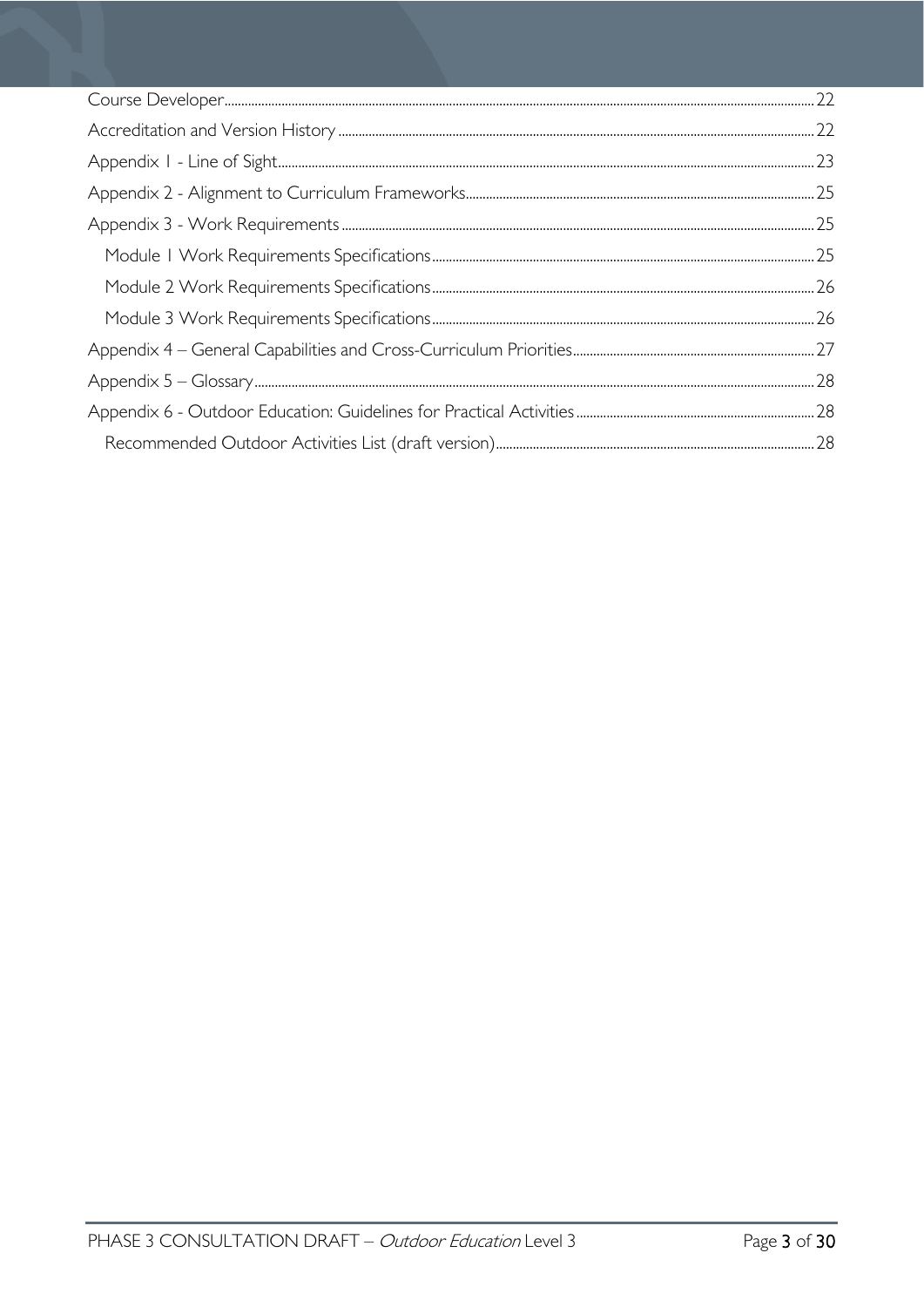Course Developer ... 22

Accreditation and Version History ... 22

Appendix 1 - Line of Sight ... 23

Appendix 2 - Alignment to Curriculum Frameworks ... 25

Appendix 3 - Work Requirements ... 25

- Module 1 Work Requirements Specifications ... 25
- Module 2 Work Requirements Specifications ... 26
- Module 3 Work Requirements Specifications ... 26

Appendix 4 – General Capabilities and Cross-Curriculum Priorities ... 27

Appendix 5 – Glossary ... 28

Appendix 6 - Outdoor Education: Guidelines for Practical Activities ... 28

- Recommended Outdoor Activities List (draft version) ... 28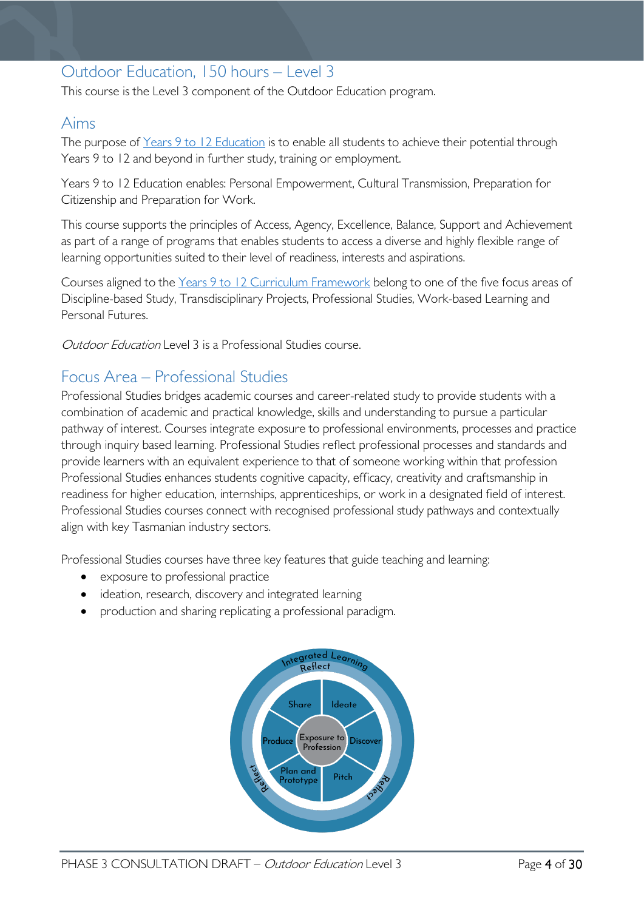## Outdoor Education, 150 hours – Level 3

This course is the Level 3 component of the Outdoor Education program.

## Aims

The purpose of Years 9 to 12 Education is to enable all students to achieve their potential through Years 9 to 12 and beyond in further study, training or employment.

Years 9 to 12 Education enables: Personal Empowerment, Cultural Transmission, Preparation for Citizenship and Preparation for Work.

This course supports the principles of Access, Agency, Excellence, Balance, Support and Achievement as part of a range of programs that enables students to access a diverse and highly flexible range of learning opportunities suited to their level of readiness, interests and aspirations.

Courses aligned to the Years 9 to 12 Curriculum Framework belong to one of the five focus areas of Discipline-based Study, Transdisciplinary Projects, Professional Studies, Work-based Learning and Personal Futures.

*Outdoor Education* Level 3 is a Professional Studies course.

## Focus Area – Professional Studies

Professional Studies bridges academic courses and career-related study to provide students with a combination of academic and practical knowledge, skills and understanding to pursue a particular pathway of interest. Courses integrate exposure to professional environments, processes and practice through inquiry based learning. Professional Studies reflect professional processes and standards and provide learners with an equivalent experience to that of someone working within that profession Professional Studies enhances students cognitive capacity, efficacy, creativity and craftsmanship in readiness for higher education, internships, apprenticeships, or work in a designated field of interest. Professional Studies courses connect with recognised professional study pathways and contextually align with key Tasmanian industry sectors.

Professional Studies courses have three key features that guide teaching and learning:

- exposure to professional practice
- ideation, research, discovery and integrated learning
- production and sharing replicating a professional paradigm.

Integrated Learning
Reflect
Share | Ideate
Produce | Exposure to Profession | Discover
Plan and Prototype | Pitch
Reflect | Reflect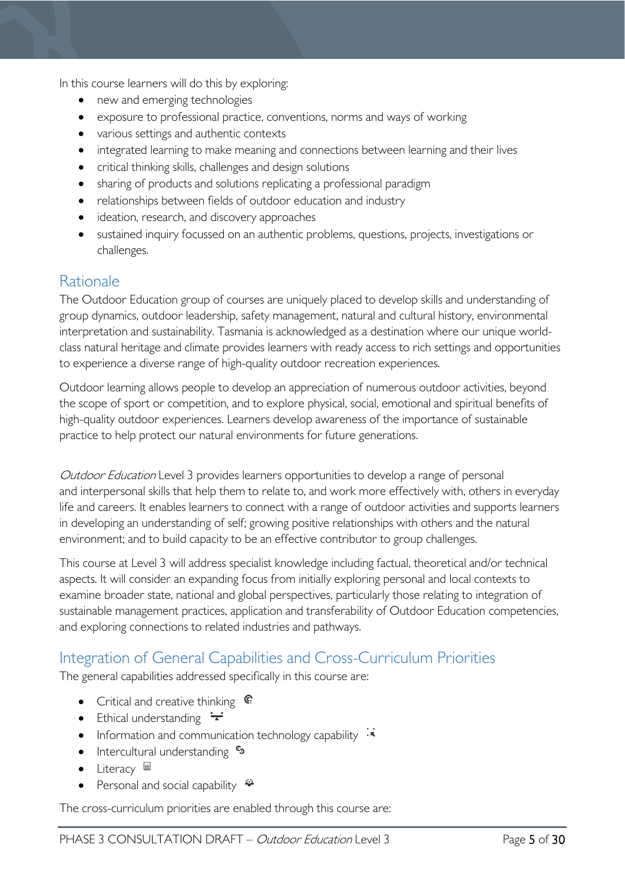In this course learners will do this by exploring:

- new and emerging technologies
- exposure to professional practice, conventions, norms and ways of working
- various settings and authentic contexts
- integrated learning to make meaning and connections between learning and their lives
- critical thinking skills, challenges and design solutions
- sharing of products and solutions replicating a professional paradigm
- relationships between fields of outdoor education and industry
- ideation, research, and discovery approaches
- sustained inquiry focussed on an authentic problems, questions, projects, investigations or challenges.

## Rationale

The Outdoor Education group of courses are uniquely placed to develop skills and understanding of group dynamics, outdoor leadership, safety management, natural and cultural history, environmental interpretation and sustainability. Tasmania is acknowledged as a destination where our unique world-class natural heritage and climate provides learners with ready access to rich settings and opportunities to experience a diverse range of high-quality outdoor recreation experiences.

Outdoor learning allows people to develop an appreciation of numerous outdoor activities, beyond the scope of sport or competition, and to explore physical, social, emotional and spiritual benefits of high-quality outdoor experiences. Learners develop awareness of the importance of sustainable practice to help protect our natural environments for future generations.

*Outdoor Education* Level 3 provides learners opportunities to develop a range of personal and interpersonal skills that help them to relate to, and work more effectively with, others in everyday life and careers. It enables learners to connect with a range of outdoor activities and supports learners in developing an understanding of self; growing positive relationships with others and the natural environment; and to build capacity to be an effective contributor to group challenges.

This course at Level 3 will address specialist knowledge including factual, theoretical and/or technical aspects. It will consider an expanding focus from initially exploring personal and local contexts to examine broader state, national and global perspectives, particularly those relating to integration of sustainable management practices, application and transferability of Outdoor Education competencies, and exploring connections to related industries and pathways.

## Integration of General Capabilities and Cross-Curriculum Priorities

The general capabilities addressed specifically in this course are:

- Critical and creative thinking
- Ethical understanding
- Information and communication technology capability
- Intercultural understanding
- Literacy
- Personal and social capability

The cross-curriculum priorities are enabled through this course are: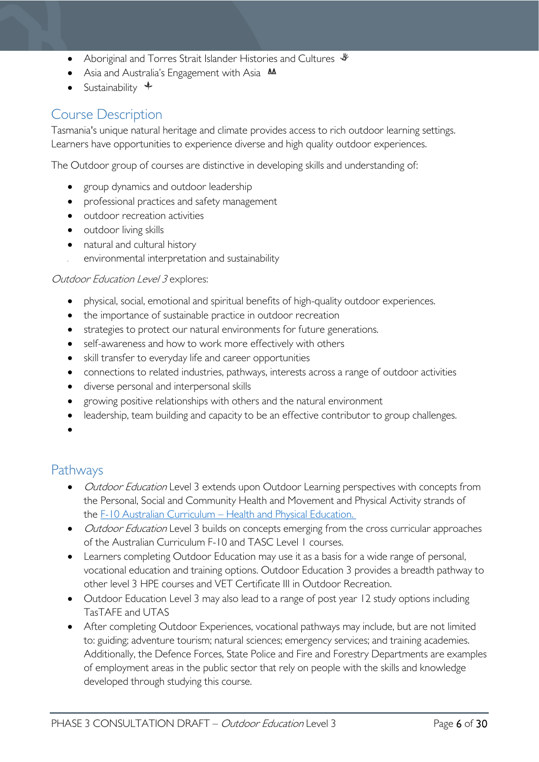- Aboriginal and Torres Strait Islander Histories and Cultures
- Asia and Australia's Engagement with Asia
- Sustainability

## Course Description

Tasmania's unique natural heritage and climate provides access to rich outdoor learning settings. Learners have opportunities to experience diverse and high quality outdoor experiences.

The Outdoor group of courses are distinctive in developing skills and understanding of:

- group dynamics and outdoor leadership
- professional practices and safety management
- outdoor recreation activities
- outdoor living skills
- natural and cultural history
- environmental interpretation and sustainability

*Outdoor Education Level 3* explores:

- physical, social, emotional and spiritual benefits of high-quality outdoor experiences.
- the importance of sustainable practice in outdoor recreation
- strategies to protect our natural environments for future generations.
- self-awareness and how to work more effectively with others
- skill transfer to everyday life and career opportunities
- connections to related industries, pathways, interests across a range of outdoor activities
- diverse personal and interpersonal skills
- growing positive relationships with others and the natural environment
- leadership, team building and capacity to be an effective contributor to group challenges.

## Pathways

- *Outdoor Education* Level 3 extends upon Outdoor Learning perspectives with concepts from the Personal, Social and Community Health and Movement and Physical Activity strands of the [F-10 Australian Curriculum – Health and Physical Education.](#)
- *Outdoor Education* Level 3 builds on concepts emerging from the cross curricular approaches of the Australian Curriculum F-10 and TASC Level 1 courses.
- Learners completing Outdoor Education may use it as a basis for a wide range of personal, vocational education and training options. Outdoor Education 3 provides a breadth pathway to other level 3 HPE courses and VET Certificate III in Outdoor Recreation.
- Outdoor Education Level 3 may also lead to a range of post year 12 study options including TasTAFE and UTAS
- After completing Outdoor Experiences, vocational pathways may include, but are not limited to: guiding; adventure tourism; natural sciences; emergency services; and training academies. Additionally, the Defence Forces, State Police and Fire and Forestry Departments are examples of employment areas in the public sector that rely on people with the skills and knowledge developed through studying this course.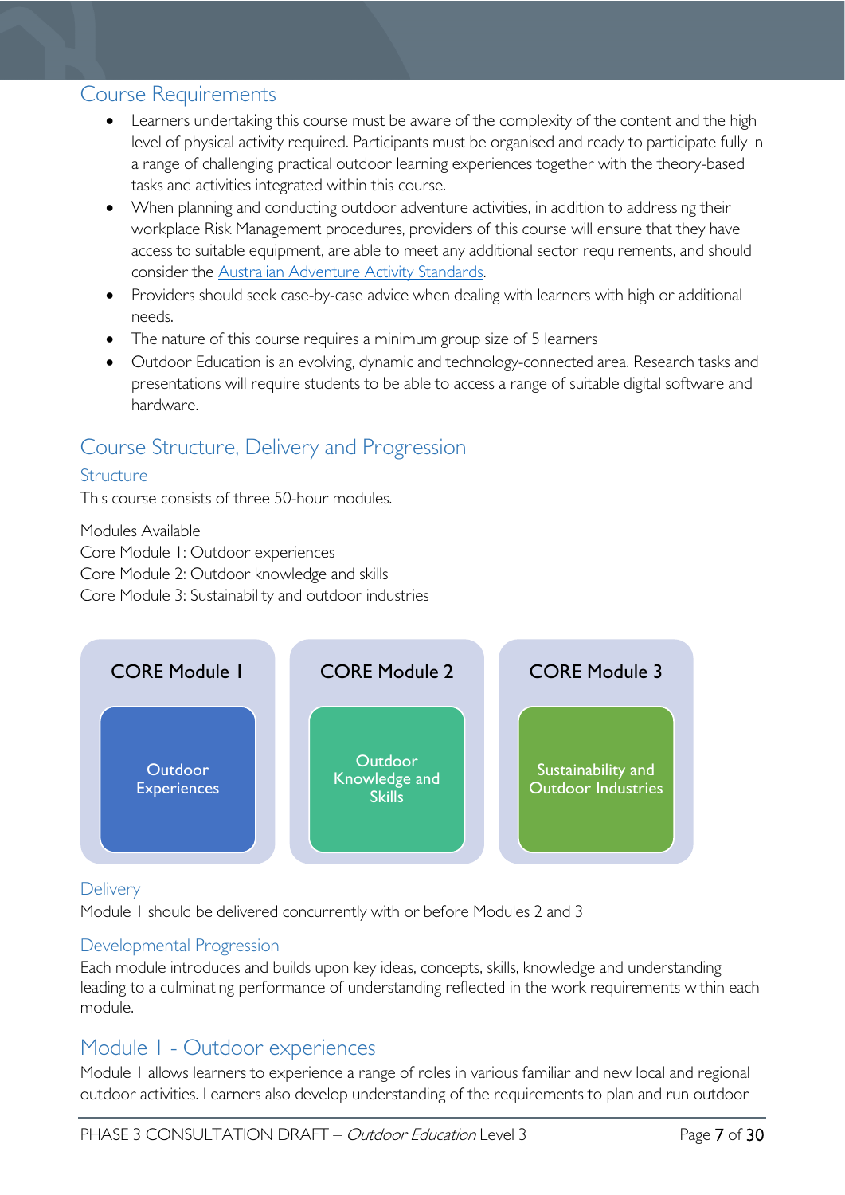## Course Requirements

- Learners undertaking this course must be aware of the complexity of the content and the high level of physical activity required. Participants must be organised and ready to participate fully in a range of challenging practical outdoor learning experiences together with the theory-based tasks and activities integrated within this course.
- When planning and conducting outdoor adventure activities, in addition to addressing their workplace Risk Management procedures, providers of this course will ensure that they have access to suitable equipment, are able to meet any additional sector requirements, and should consider the [Australian Adventure Activity Standards](Australian Adventure Activity Standards).
- Providers should seek case-by-case advice when dealing with learners with high or additional needs.
- The nature of this course requires a minimum group size of 5 learners
- Outdoor Education is an evolving, dynamic and technology-connected area. Research tasks and presentations will require students to be able to access a range of suitable digital software and hardware.

## Course Structure, Delivery and Progression

### Structure

This course consists of three 50-hour modules.

Modules Available
Core Module 1: Outdoor experiences
Core Module 2: Outdoor knowledge and skills
Core Module 3: Sustainability and outdoor industries

| CORE Module 1 | CORE Module 2 | CORE Module 3 |
|---|---|---|
| Outdoor Experiences | Outdoor Knowledge and Skills | Sustainability and Outdoor Industries |

### Delivery

Module 1 should be delivered concurrently with or before Modules 2 and 3

### Developmental Progression

Each module introduces and builds upon key ideas, concepts, skills, knowledge and understanding leading to a culminating performance of understanding reflected in the work requirements within each module.

## Module 1 - Outdoor experiences

Module 1 allows learners to experience a range of roles in various familiar and new local and regional outdoor activities. Learners also develop understanding of the requirements to plan and run outdoor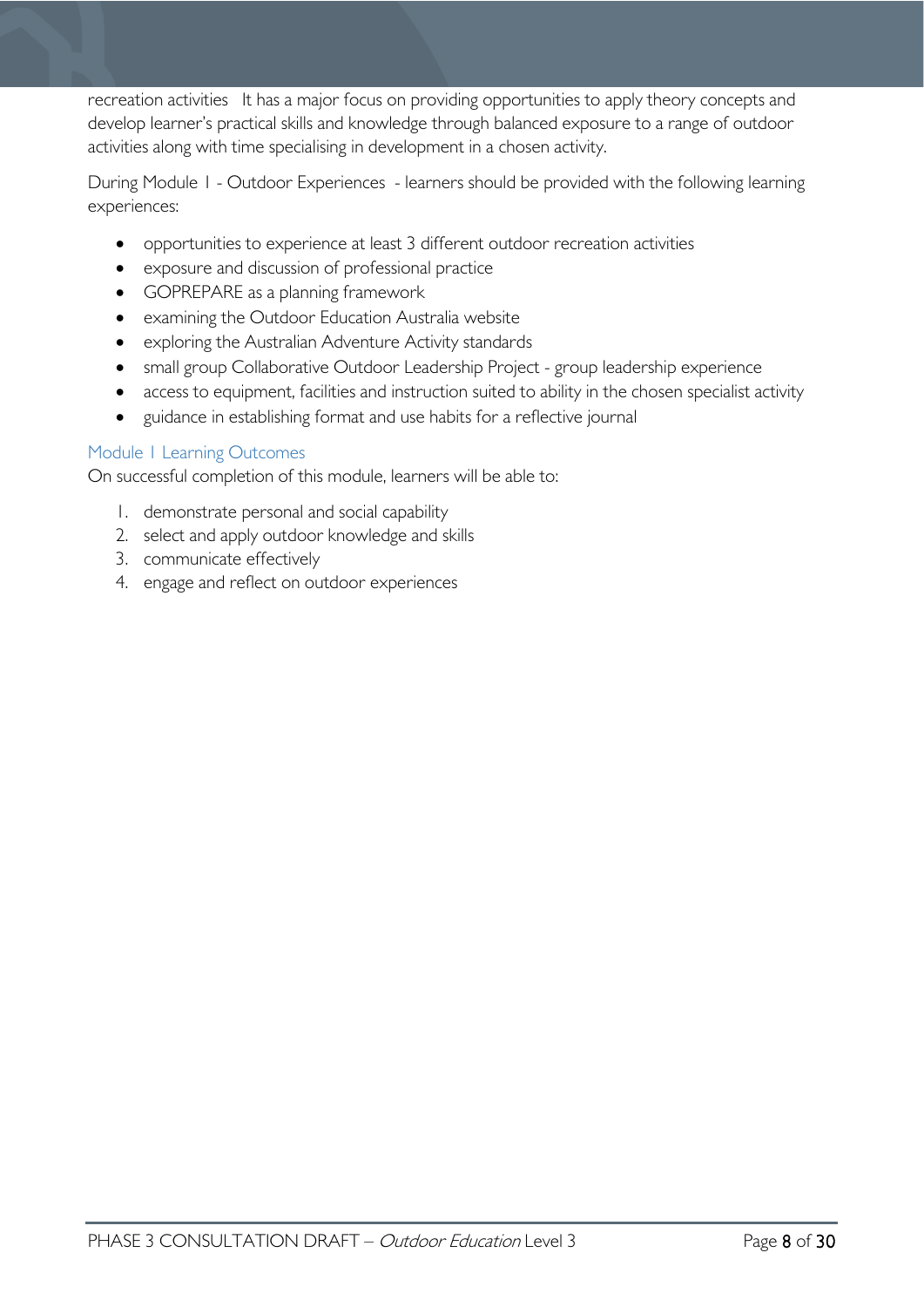recreation activities It has a major focus on providing opportunities to apply theory concepts and develop learner's practical skills and knowledge through balanced exposure to a range of outdoor activities along with time specialising in development in a chosen activity.

During Module 1 - Outdoor Experiences - learners should be provided with the following learning experiences:

- opportunities to experience at least 3 different outdoor recreation activities
- exposure and discussion of professional practice
- GOPREPARE as a planning framework
- examining the Outdoor Education Australia website
- exploring the Australian Adventure Activity standards
- small group Collaborative Outdoor Leadership Project - group leadership experience
- access to equipment, facilities and instruction suited to ability in the chosen specialist activity
- guidance in establishing format and use habits for a reflective journal

### Module 1 Learning Outcomes

On successful completion of this module, learners will be able to:

1. demonstrate personal and social capability
2. select and apply outdoor knowledge and skills
3. communicate effectively
4. engage and reflect on outdoor experiences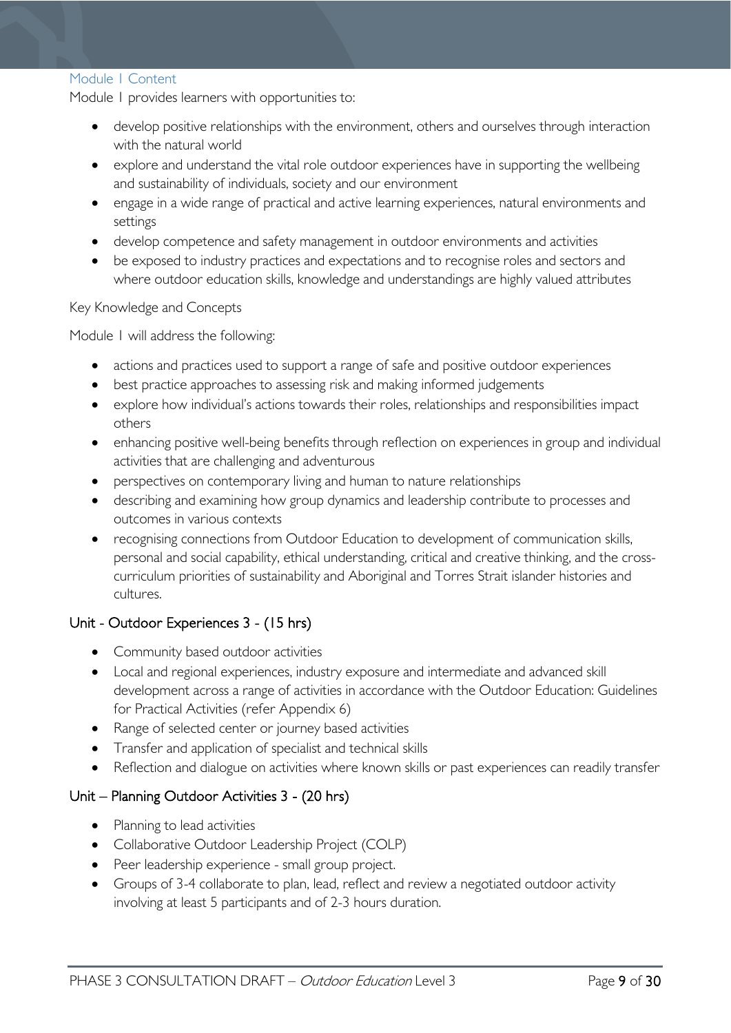### Module 1 Content

Module 1 provides learners with opportunities to:

- develop positive relationships with the environment, others and ourselves through interaction with the natural world
- explore and understand the vital role outdoor experiences have in supporting the wellbeing and sustainability of individuals, society and our environment
- engage in a wide range of practical and active learning experiences, natural environments and settings
- develop competence and safety management in outdoor environments and activities
- be exposed to industry practices and expectations and to recognise roles and sectors and where outdoor education skills, knowledge and understandings are highly valued attributes

Key Knowledge and Concepts

Module 1 will address the following:

- actions and practices used to support a range of safe and positive outdoor experiences
- best practice approaches to assessing risk and making informed judgements
- explore how individual's actions towards their roles, relationships and responsibilities impact others
- enhancing positive well-being benefits through reflection on experiences in group and individual activities that are challenging and adventurous
- perspectives on contemporary living and human to nature relationships
- describing and examining how group dynamics and leadership contribute to processes and outcomes in various contexts
- recognising connections from Outdoor Education to development of communication skills, personal and social capability, ethical understanding, critical and creative thinking, and the cross-curriculum priorities of sustainability and Aboriginal and Torres Strait islander histories and cultures.

### Unit - Outdoor Experiences 3 - (15 hrs)

- Community based outdoor activities
- Local and regional experiences, industry exposure and intermediate and advanced skill development across a range of activities in accordance with the Outdoor Education: Guidelines for Practical Activities (refer Appendix 6)
- Range of selected center or journey based activities
- Transfer and application of specialist and technical skills
- Reflection and dialogue on activities where known skills or past experiences can readily transfer

### Unit – Planning Outdoor Activities 3 - (20 hrs)

- Planning to lead activities
- Collaborative Outdoor Leadership Project (COLP)
- Peer leadership experience - small group project.
- Groups of 3-4 collaborate to plan, lead, reflect and review a negotiated outdoor activity involving at least 5 participants and of 2-3 hours duration.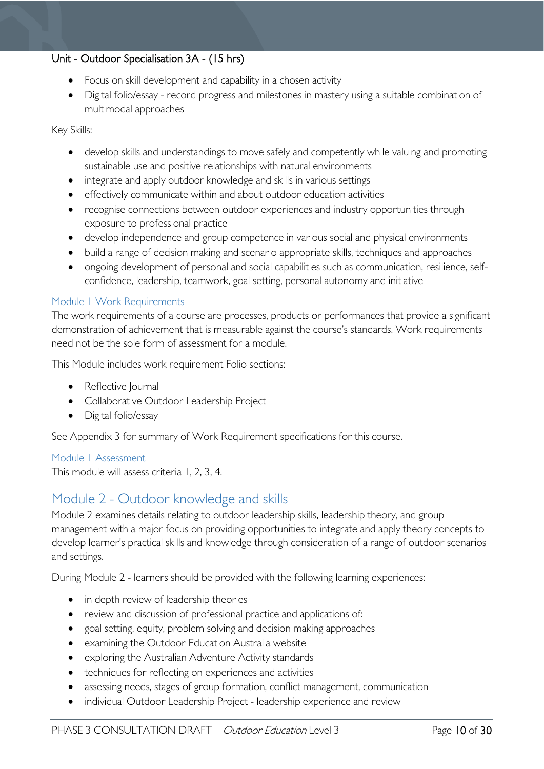#### Unit - Outdoor Specialisation 3A - (15 hrs)

- Focus on skill development and capability in a chosen activity
- Digital folio/essay - record progress and milestones in mastery using a suitable combination of multimodal approaches

Key Skills:

- develop skills and understandings to move safely and competently while valuing and promoting sustainable use and positive relationships with natural environments
- integrate and apply outdoor knowledge and skills in various settings
- effectively communicate within and about outdoor education activities
- recognise connections between outdoor experiences and industry opportunities through exposure to professional practice
- develop independence and group competence in various social and physical environments
- build a range of decision making and scenario appropriate skills, techniques and approaches
- ongoing development of personal and social capabilities such as communication, resilience, self-confidence, leadership, teamwork, goal setting, personal autonomy and initiative

### Module 1 Work Requirements

The work requirements of a course are processes, products or performances that provide a significant demonstration of achievement that is measurable against the course's standards. Work requirements need not be the sole form of assessment for a module.

This Module includes work requirement Folio sections:

- Reflective Journal
- Collaborative Outdoor Leadership Project
- Digital folio/essay

See Appendix 3 for summary of Work Requirement specifications for this course.

### Module 1 Assessment

This module will assess criteria 1, 2, 3, 4.

## Module 2 - Outdoor knowledge and skills

Module 2 examines details relating to outdoor leadership skills, leadership theory, and group management with a major focus on providing opportunities to integrate and apply theory concepts to develop learner's practical skills and knowledge through consideration of a range of outdoor scenarios and settings.

During Module 2 - learners should be provided with the following learning experiences:

- in depth review of leadership theories
- review and discussion of professional practice and applications of:
- goal setting, equity, problem solving and decision making approaches
- examining the Outdoor Education Australia website
- exploring the Australian Adventure Activity standards
- techniques for reflecting on experiences and activities
- assessing needs, stages of group formation, conflict management, communication
- individual Outdoor Leadership Project - leadership experience and review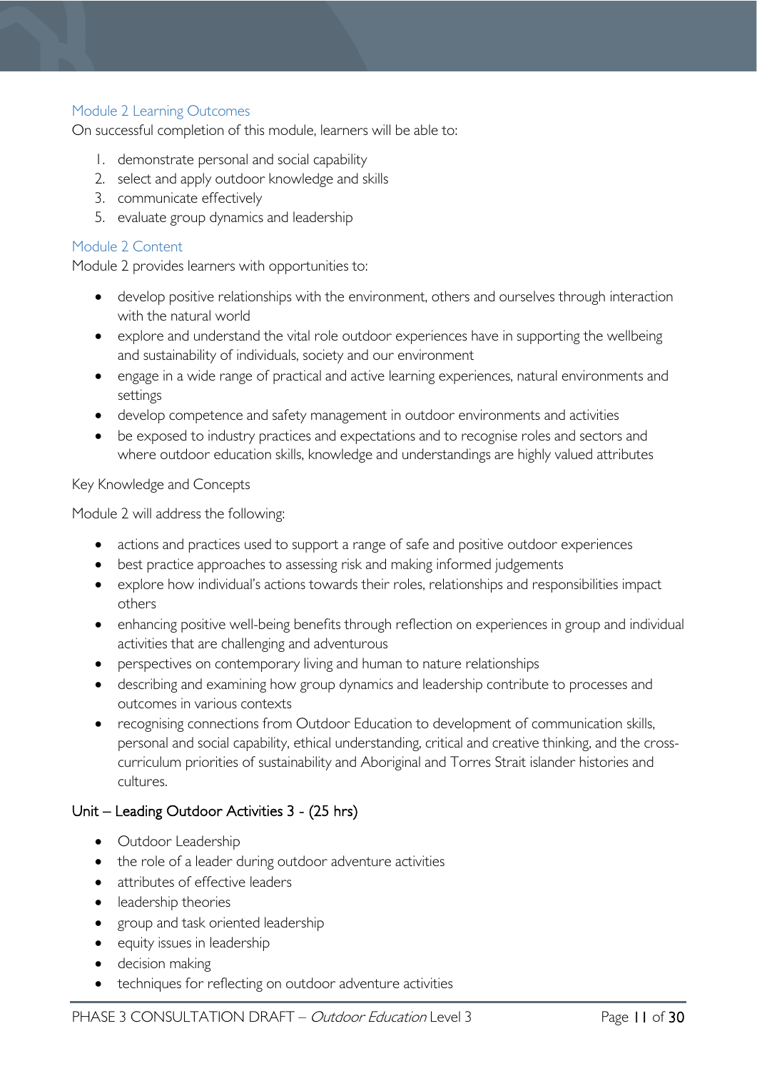### Module 2 Learning Outcomes

On successful completion of this module, learners will be able to:

1. demonstrate personal and social capability
2. select and apply outdoor knowledge and skills
3. communicate effectively
5. evaluate group dynamics and leadership

### Module 2 Content

Module 2 provides learners with opportunities to:

- develop positive relationships with the environment, others and ourselves through interaction with the natural world
- explore and understand the vital role outdoor experiences have in supporting the wellbeing and sustainability of individuals, society and our environment
- engage in a wide range of practical and active learning experiences, natural environments and settings
- develop competence and safety management in outdoor environments and activities
- be exposed to industry practices and expectations and to recognise roles and sectors and where outdoor education skills, knowledge and understandings are highly valued attributes

Key Knowledge and Concepts

Module 2 will address the following:

- actions and practices used to support a range of safe and positive outdoor experiences
- best practice approaches to assessing risk and making informed judgements
- explore how individual's actions towards their roles, relationships and responsibilities impact others
- enhancing positive well-being benefits through reflection on experiences in group and individual activities that are challenging and adventurous
- perspectives on contemporary living and human to nature relationships
- describing and examining how group dynamics and leadership contribute to processes and outcomes in various contexts
- recognising connections from Outdoor Education to development of communication skills, personal and social capability, ethical understanding, critical and creative thinking, and the cross-curriculum priorities of sustainability and Aboriginal and Torres Strait islander histories and cultures.

#### Unit – Leading Outdoor Activities 3 - (25 hrs)

- Outdoor Leadership
- the role of a leader during outdoor adventure activities
- attributes of effective leaders
- leadership theories
- group and task oriented leadership
- equity issues in leadership
- decision making
- techniques for reflecting on outdoor adventure activities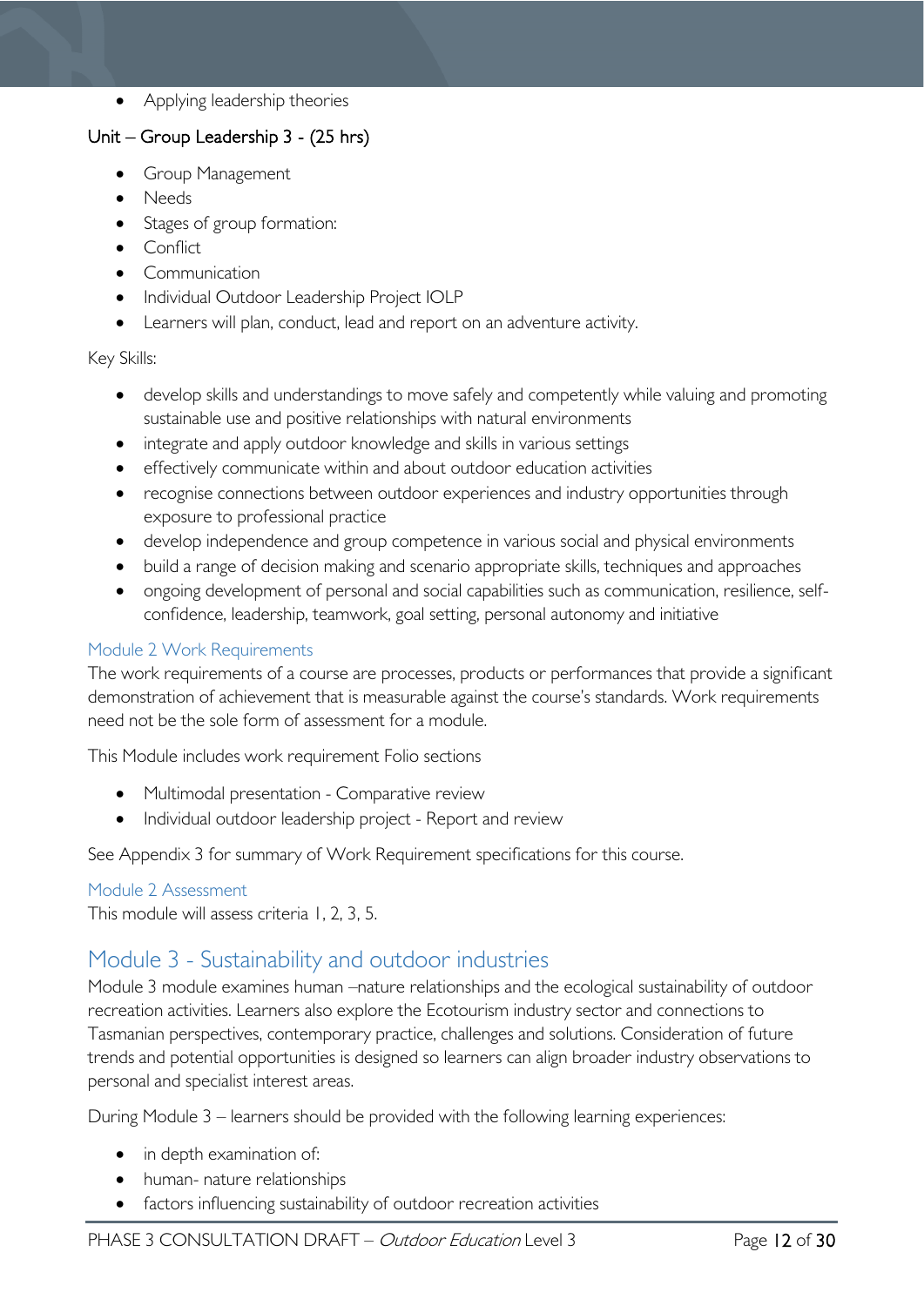- Applying leadership theories

### Unit – Group Leadership 3 - (25 hrs)

- Group Management
- Needs
- Stages of group formation:
- Conflict
- Communication
- Individual Outdoor Leadership Project IOLP
- Learners will plan, conduct, lead and report on an adventure activity.

Key Skills:

- develop skills and understandings to move safely and competently while valuing and promoting sustainable use and positive relationships with natural environments
- integrate and apply outdoor knowledge and skills in various settings
- effectively communicate within and about outdoor education activities
- recognise connections between outdoor experiences and industry opportunities through exposure to professional practice
- develop independence and group competence in various social and physical environments
- build a range of decision making and scenario appropriate skills, techniques and approaches
- ongoing development of personal and social capabilities such as communication, resilience, self-confidence, leadership, teamwork, goal setting, personal autonomy and initiative

### Module 2 Work Requirements

The work requirements of a course are processes, products or performances that provide a significant demonstration of achievement that is measurable against the course's standards. Work requirements need not be the sole form of assessment for a module.

This Module includes work requirement Folio sections

- Multimodal presentation - Comparative review
- Individual outdoor leadership project - Report and review

See Appendix 3 for summary of Work Requirement specifications for this course.

### Module 2 Assessment

This module will assess criteria 1, 2, 3, 5.

## Module 3 - Sustainability and outdoor industries

Module 3 module examines human –nature relationships and the ecological sustainability of outdoor recreation activities. Learners also explore the Ecotourism industry sector and connections to Tasmanian perspectives, contemporary practice, challenges and solutions. Consideration of future trends and potential opportunities is designed so learners can align broader industry observations to personal and specialist interest areas.

During Module 3 – learners should be provided with the following learning experiences:

- in depth examination of:
- human- nature relationships
- factors influencing sustainability of outdoor recreation activities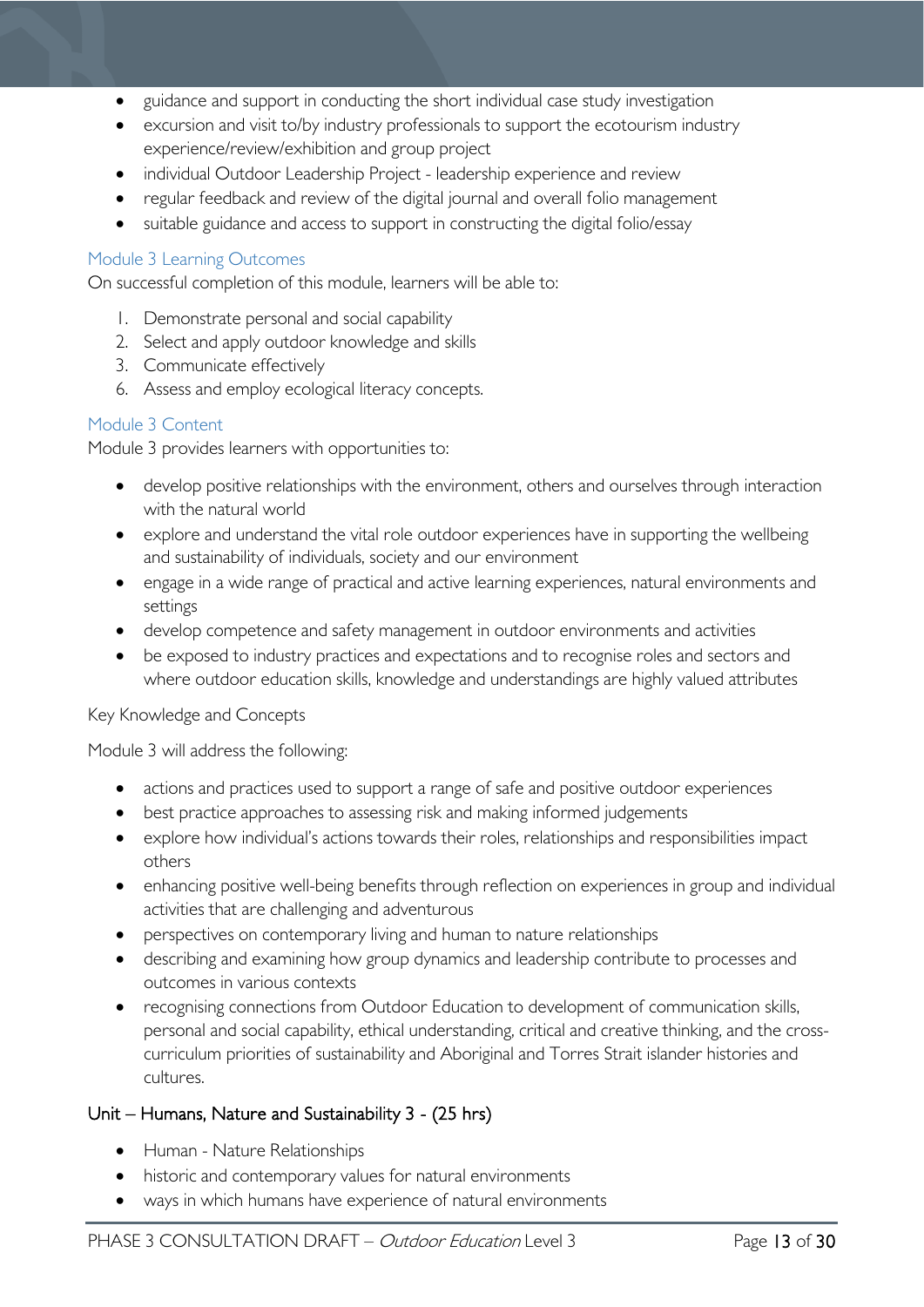- guidance and support in conducting the short individual case study investigation
- excursion and visit to/by industry professionals to support the ecotourism industry experience/review/exhibition and group project
- individual Outdoor Leadership Project - leadership experience and review
- regular feedback and review of the digital journal and overall folio management
- suitable guidance and access to support in constructing the digital folio/essay

### Module 3 Learning Outcomes

On successful completion of this module, learners will be able to:

1. Demonstrate personal and social capability
2. Select and apply outdoor knowledge and skills
3. Communicate effectively
6. Assess and employ ecological literacy concepts.

### Module 3 Content

Module 3 provides learners with opportunities to:

- develop positive relationships with the environment, others and ourselves through interaction with the natural world
- explore and understand the vital role outdoor experiences have in supporting the wellbeing and sustainability of individuals, society and our environment
- engage in a wide range of practical and active learning experiences, natural environments and settings
- develop competence and safety management in outdoor environments and activities
- be exposed to industry practices and expectations and to recognise roles and sectors and where outdoor education skills, knowledge and understandings are highly valued attributes

Key Knowledge and Concepts

Module 3 will address the following:

- actions and practices used to support a range of safe and positive outdoor experiences
- best practice approaches to assessing risk and making informed judgements
- explore how individual's actions towards their roles, relationships and responsibilities impact others
- enhancing positive well-being benefits through reflection on experiences in group and individual activities that are challenging and adventurous
- perspectives on contemporary living and human to nature relationships
- describing and examining how group dynamics and leadership contribute to processes and outcomes in various contexts
- recognising connections from Outdoor Education to development of communication skills, personal and social capability, ethical understanding, critical and creative thinking, and the cross-curriculum priorities of sustainability and Aboriginal and Torres Strait islander histories and cultures.

#### Unit – Humans, Nature and Sustainability 3 - (25 hrs)

- Human - Nature Relationships
- historic and contemporary values for natural environments
- ways in which humans have experience of natural environments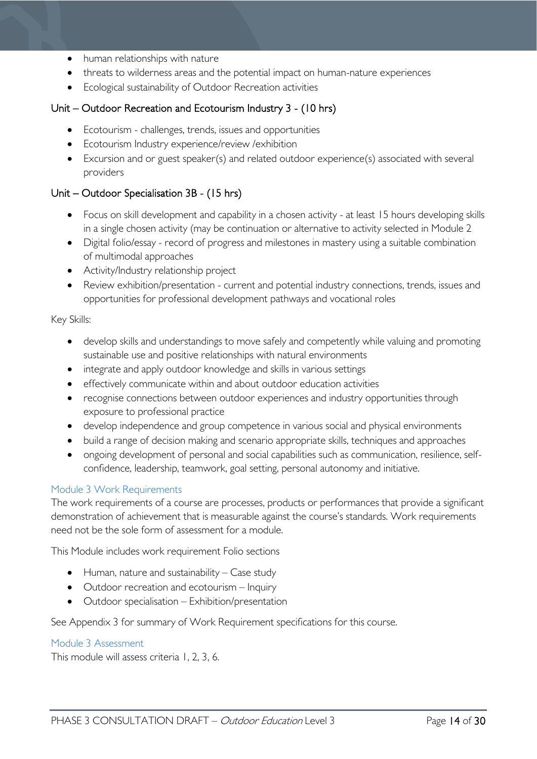- human relationships with nature
- threats to wilderness areas and the potential impact on human-nature experiences
- Ecological sustainability of Outdoor Recreation activities

### Unit – Outdoor Recreation and Ecotourism Industry 3 - (10 hrs)

- Ecotourism - challenges, trends, issues and opportunities
- Ecotourism Industry experience/review /exhibition
- Excursion and or guest speaker(s) and related outdoor experience(s) associated with several providers

### Unit – Outdoor Specialisation 3B - (15 hrs)

- Focus on skill development and capability in a chosen activity - at least 15 hours developing skills in a single chosen activity (may be continuation or alternative to activity selected in Module 2
- Digital folio/essay - record of progress and milestones in mastery using a suitable combination of multimodal approaches
- Activity/Industry relationship project
- Review exhibition/presentation - current and potential industry connections, trends, issues and opportunities for professional development pathways and vocational roles

Key Skills:

- develop skills and understandings to move safely and competently while valuing and promoting sustainable use and positive relationships with natural environments
- integrate and apply outdoor knowledge and skills in various settings
- effectively communicate within and about outdoor education activities
- recognise connections between outdoor experiences and industry opportunities through exposure to professional practice
- develop independence and group competence in various social and physical environments
- build a range of decision making and scenario appropriate skills, techniques and approaches
- ongoing development of personal and social capabilities such as communication, resilience, self-confidence, leadership, teamwork, goal setting, personal autonomy and initiative.

#### Module 3 Work Requirements

The work requirements of a course are processes, products or performances that provide a significant demonstration of achievement that is measurable against the course's standards. Work requirements need not be the sole form of assessment for a module.

This Module includes work requirement Folio sections

- Human, nature and sustainability – Case study
- Outdoor recreation and ecotourism – Inquiry
- Outdoor specialisation – Exhibition/presentation

See Appendix 3 for summary of Work Requirement specifications for this course.

#### Module 3 Assessment

This module will assess criteria 1, 2, 3, 6.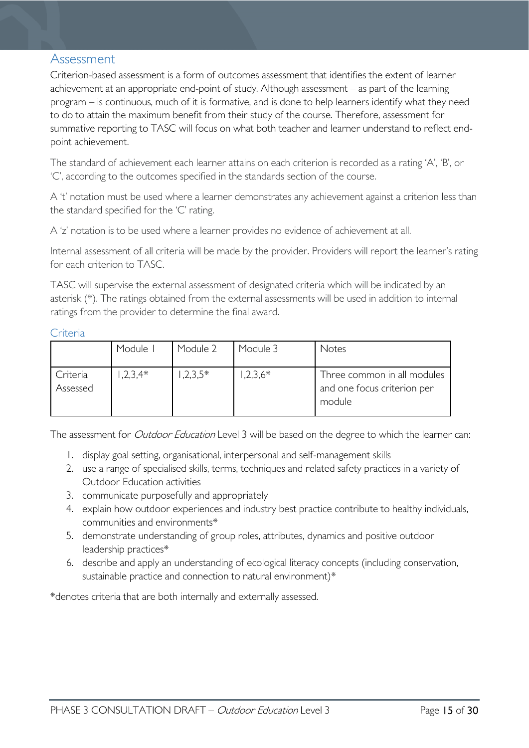## Assessment

Criterion-based assessment is a form of outcomes assessment that identifies the extent of learner achievement at an appropriate end-point of study. Although assessment – as part of the learning program – is continuous, much of it is formative, and is done to help learners identify what they need to do to attain the maximum benefit from their study of the course. Therefore, assessment for summative reporting to TASC will focus on what both teacher and learner understand to reflect end-point achievement.

The standard of achievement each learner attains on each criterion is recorded as a rating 'A', 'B', or 'C', according to the outcomes specified in the standards section of the course.

A 't' notation must be used where a learner demonstrates any achievement against a criterion less than the standard specified for the 'C' rating.

A 'z' notation is to be used where a learner provides no evidence of achievement at all.

Internal assessment of all criteria will be made by the provider. Providers will report the learner's rating for each criterion to TASC.

TASC will supervise the external assessment of designated criteria which will be indicated by an asterisk (*). The ratings obtained from the external assessments will be used in addition to internal ratings from the provider to determine the final award.

### Criteria

| | Module 1 | Module 2 | Module 3 | Notes |
|---|---|---|---|---|
| Criteria Assessed | 1,2,3,4* | 1,2,3,5* | 1,2,3,6* | Three common in all modules and one focus criterion per module |

The assessment for *Outdoor Education* Level 3 will be based on the degree to which the learner can:

1. display goal setting, organisational, interpersonal and self-management skills
2. use a range of specialised skills, terms, techniques and related safety practices in a variety of Outdoor Education activities
3. communicate purposefully and appropriately
4. explain how outdoor experiences and industry best practice contribute to healthy individuals, communities and environments*
5. demonstrate understanding of group roles, attributes, dynamics and positive outdoor leadership practices*
6. describe and apply an understanding of ecological literacy concepts (including conservation, sustainable practice and connection to natural environment)*

*denotes criteria that are both internally and externally assessed.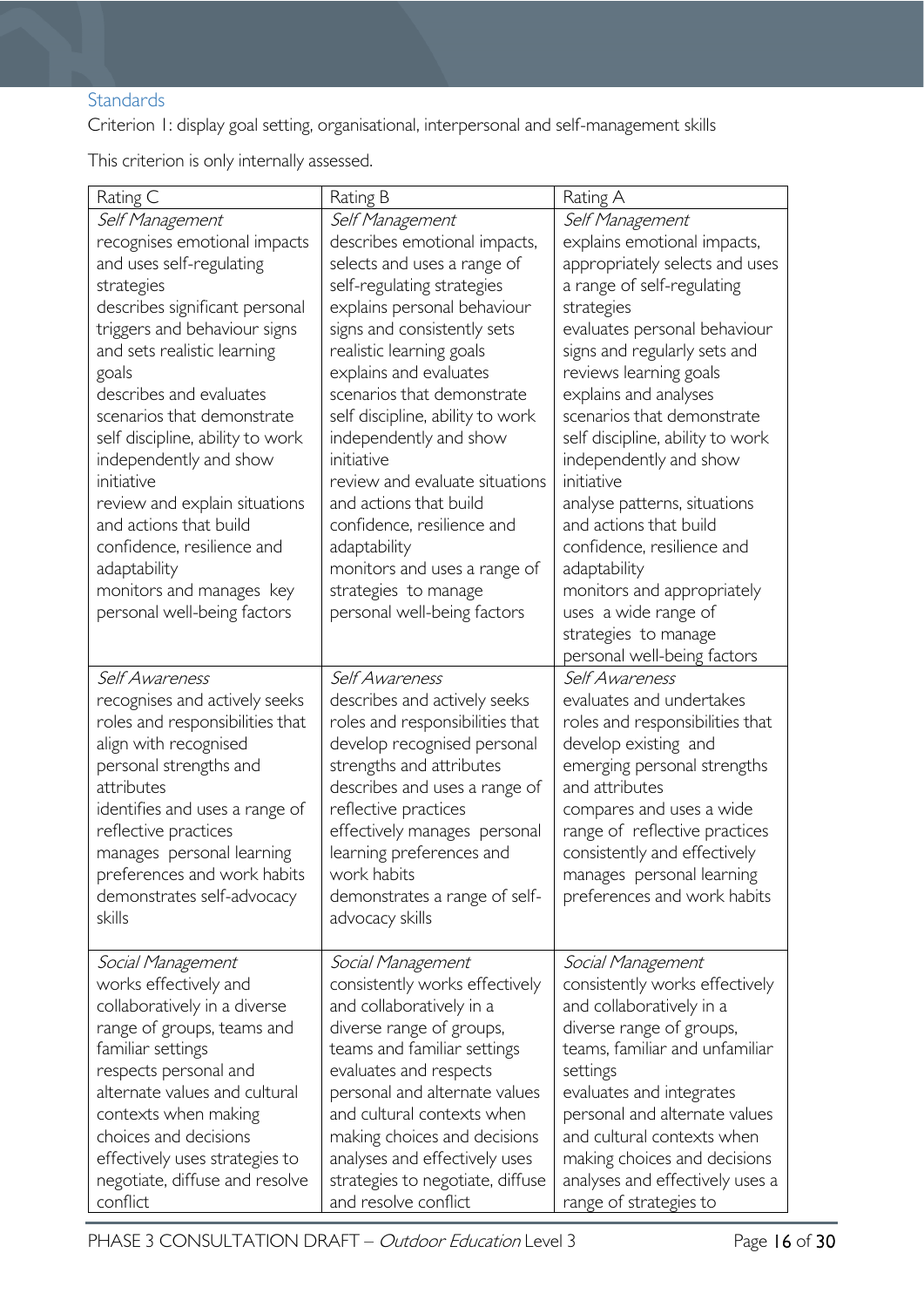### Standards

Criterion 1: display goal setting, organisational, interpersonal and self-management skills

This criterion is only internally assessed.

| Rating C | Rating B | Rating A |
|---|---|---|
| *Self Management*<br>recognises emotional impacts and uses self-regulating strategies<br>describes significant personal triggers and behaviour signs and sets realistic learning goals<br>describes and evaluates scenarios that demonstrate self discipline, ability to work independently and show initiative<br>review and explain situations and actions that build confidence, resilience and adaptability<br>monitors and manages key personal well-being factors | *Self Management*<br>describes emotional impacts, selects and uses a range of self-regulating strategies<br>explains personal behaviour signs and consistently sets realistic learning goals<br>explains and evaluates scenarios that demonstrate self discipline, ability to work independently and show initiative<br>review and evaluate situations and actions that build confidence, resilience and adaptability<br>monitors and uses a range of strategies to manage personal well-being factors | *Self Management*<br>explains emotional impacts, appropriately selects and uses a range of self-regulating strategies<br>evaluates personal behaviour signs and regularly sets and reviews learning goals<br>explains and analyses scenarios that demonstrate self discipline, ability to work independently and show initiative<br>analyse patterns, situations and actions that build confidence, resilience and adaptability<br>monitors and appropriately uses a wide range of strategies to manage personal well-being factors |
| *Self Awareness*<br>recognises and actively seeks roles and responsibilities that align with recognised personal strengths and attributes<br>identifies and uses a range of reflective practices<br>manages personal learning preferences and work habits<br>demonstrates self-advocacy skills | *Self Awareness*<br>describes and actively seeks roles and responsibilities that develop recognised personal strengths and attributes<br>describes and uses a range of reflective practices<br>effectively manages personal learning preferences and work habits<br>demonstrates a range of self-advocacy skills | *Self Awareness*<br>evaluates and undertakes roles and responsibilities that develop existing and emerging personal strengths and attributes<br>compares and uses a wide range of reflective practices<br>consistently and effectively manages personal learning preferences and work habits |
| *Social Management*<br>works effectively and collaboratively in a diverse range of groups, teams and familiar settings<br>respects personal and alternate values and cultural contexts when making choices and decisions<br>effectively uses strategies to negotiate, diffuse and resolve conflict | *Social Management*<br>consistently works effectively and collaboratively in a diverse range of groups, teams and familiar settings<br>evaluates and respects personal and alternate values and cultural contexts when making choices and decisions<br>analyses and effectively uses strategies to negotiate, diffuse and resolve conflict | *Social Management*<br>consistently works effectively and collaboratively in a diverse range of groups, teams, familiar and unfamiliar settings<br>evaluates and integrates personal and alternate values and cultural contexts when making choices and decisions<br>analyses and effectively uses a range of strategies to |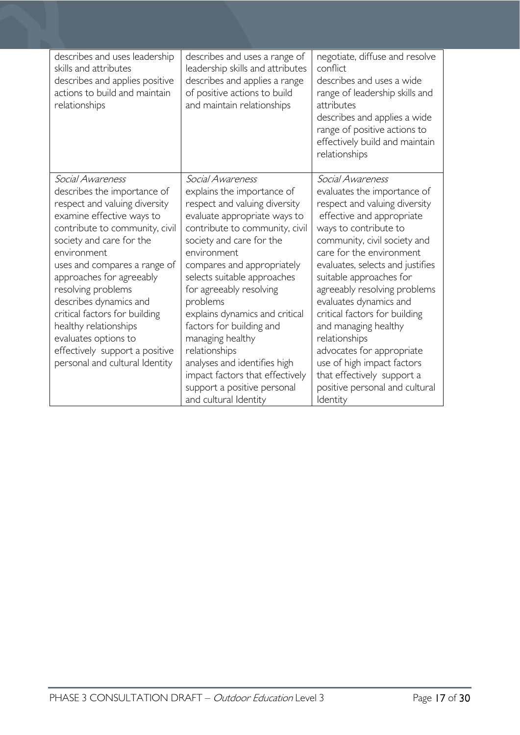| | | |
|---|---|---|
| describes and uses leadership skills and attributes<br>describes and applies positive actions to build and maintain relationships | describes and uses a range of leadership skills and attributes<br>describes and applies a range of positive actions to build and maintain relationships | negotiate, diffuse and resolve conflict<br>describes and uses a wide range of leadership skills and attributes<br>describes and applies a wide range of positive actions to effectively build and maintain relationships |
| *Social Awareness*<br>describes the importance of respect and valuing diversity<br>examine effective ways to contribute to community, civil society and care for the environment<br>uses and compares a range of approaches for agreeably resolving problems<br>describes dynamics and critical factors for building healthy relationships<br>evaluates options to effectively support a positive personal and cultural Identity | *Social Awareness*<br>explains the importance of respect and valuing diversity<br>evaluate appropriate ways to contribute to community, civil society and care for the environment<br>compares and appropriately selects suitable approaches for agreeably resolving problems<br>explains dynamics and critical factors for building and managing healthy relationships<br>analyses and identifies high impact factors that effectively support a positive personal and cultural Identity | *Social Awareness*<br>evaluates the importance of respect and valuing diversity<br>effective and appropriate ways to contribute to community, civil society and care for the environment<br>evaluates, selects and justifies suitable approaches for agreeably resolving problems<br>evaluates dynamics and critical factors for building and managing healthy relationships<br>advocates for appropriate use of high impact factors that effectively support a positive personal and cultural Identity |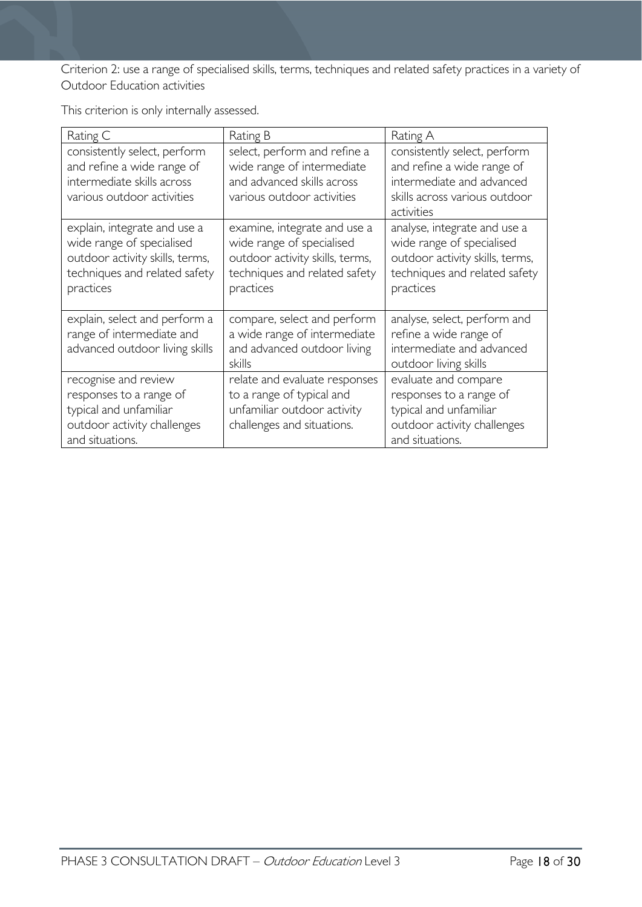Criterion 2: use a range of specialised skills, terms, techniques and related safety practices in a variety of Outdoor Education activities

This criterion is only internally assessed.

| Rating C | Rating B | Rating A |
| --- | --- | --- |
| consistently select, perform and refine a wide range of intermediate skills across various outdoor activities | select, perform and refine a wide range of intermediate and advanced skills across various outdoor activities | consistently select, perform and refine a wide range of intermediate and advanced skills across various outdoor activities |
| explain, integrate and use a wide range of specialised outdoor activity skills, terms, techniques and related safety practices | examine, integrate and use a wide range of specialised outdoor activity skills, terms, techniques and related safety practices | analyse, integrate and use a wide range of specialised outdoor activity skills, terms, techniques and related safety practices |
| explain, select and perform a range of intermediate and advanced outdoor living skills | compare, select and perform a wide range of intermediate and advanced outdoor living skills | analyse, select, perform and refine a wide range of intermediate and advanced outdoor living skills |
| recognise and review responses to a range of typical and unfamiliar outdoor activity challenges and situations. | relate and evaluate responses to a range of typical and unfamiliar outdoor activity challenges and situations. | evaluate and compare responses to a range of typical and unfamiliar outdoor activity challenges and situations. |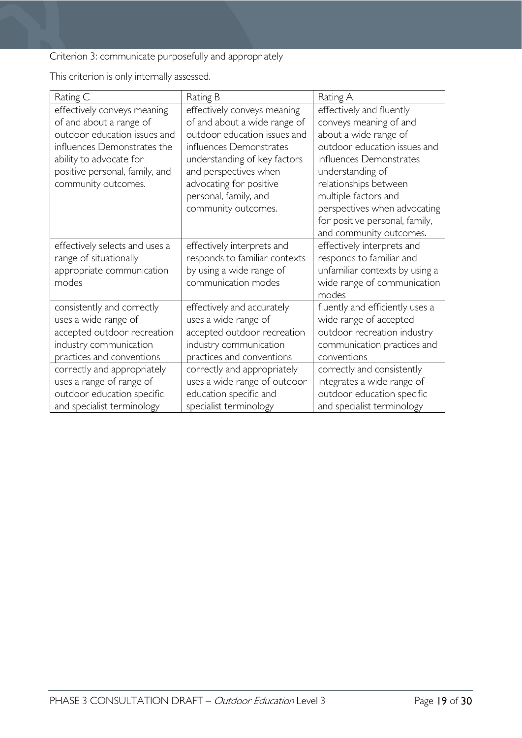Criterion 3: communicate purposefully and appropriately

This criterion is only internally assessed.

| Rating C | Rating B | Rating A |
|---|---|---|
| effectively conveys meaning of and about a range of outdoor education issues and influences Demonstrates the ability to advocate for positive personal, family, and community outcomes. | effectively conveys meaning of and about a wide range of outdoor education issues and influences Demonstrates understanding of key factors and perspectives when advocating for positive personal, family, and community outcomes. | effectively and fluently conveys meaning of and about a wide range of outdoor education issues and influences Demonstrates understanding of relationships between multiple factors and perspectives when advocating for positive personal, family, and community outcomes. |
| effectively selects and uses a range of situationally appropriate communication modes | effectively interprets and responds to familiar contexts by using a wide range of communication modes | effectively interprets and responds to familiar and unfamiliar contexts by using a wide range of communication modes |
| consistently and correctly uses a wide range of accepted outdoor recreation industry communication practices and conventions | effectively and accurately uses a wide range of accepted outdoor recreation industry communication practices and conventions | fluently and efficiently uses a wide range of accepted outdoor recreation industry communication practices and conventions |
| correctly and appropriately uses a range of range of outdoor education specific and specialist terminology | correctly and appropriately uses a wide range of outdoor education specific and specialist terminology | correctly and consistently integrates a wide range of outdoor education specific and specialist terminology |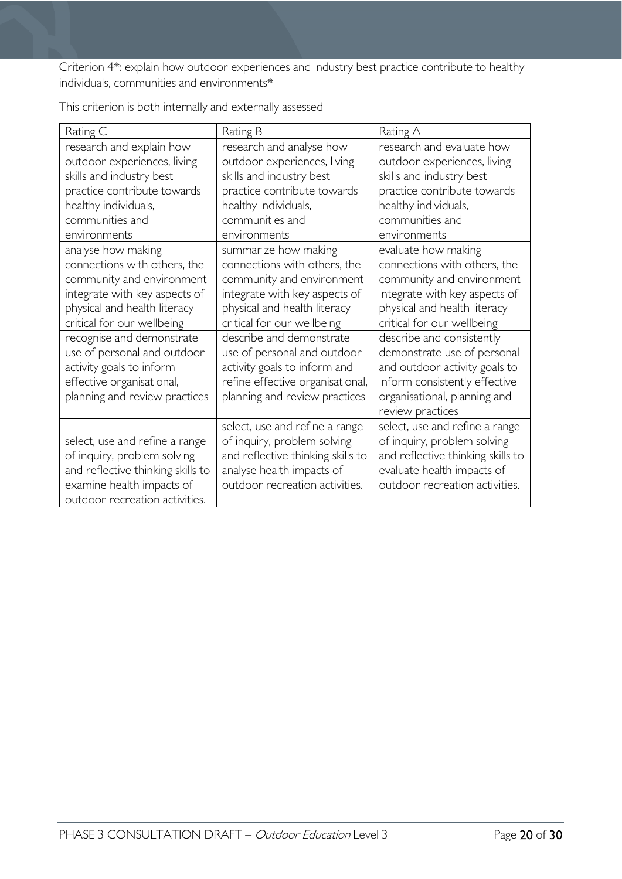Criterion 4*: explain how outdoor experiences and industry best practice contribute to healthy individuals, communities and environments*

This criterion is both internally and externally assessed

| Rating C | Rating B | Rating A |
| --- | --- | --- |
| research and explain how outdoor experiences, living skills and industry best practice contribute towards healthy individuals, communities and environments | research and analyse how outdoor experiences, living skills and industry best practice contribute towards healthy individuals, communities and environments | research and evaluate how outdoor experiences, living skills and industry best practice contribute towards healthy individuals, communities and environments |
| analyse how making connections with others, the community and environment integrate with key aspects of physical and health literacy critical for our wellbeing | summarize how making connections with others, the community and environment integrate with key aspects of physical and health literacy critical for our wellbeing | evaluate how making connections with others, the community and environment integrate with key aspects of physical and health literacy critical for our wellbeing |
| recognise and demonstrate use of personal and outdoor activity goals to inform effective organisational, planning and review practices | describe and demonstrate use of personal and outdoor activity goals to inform and refine effective organisational, planning and review practices | describe and consistently demonstrate use of personal and outdoor activity goals to inform consistently effective organisational, planning and review practices |
| select, use and refine a range of inquiry, problem solving and reflective thinking skills to examine health impacts of outdoor recreation activities. | select, use and refine a range of inquiry, problem solving and reflective thinking skills to analyse health impacts of outdoor recreation activities. | select, use and refine a range of inquiry, problem solving and reflective thinking skills to evaluate health impacts of outdoor recreation activities. |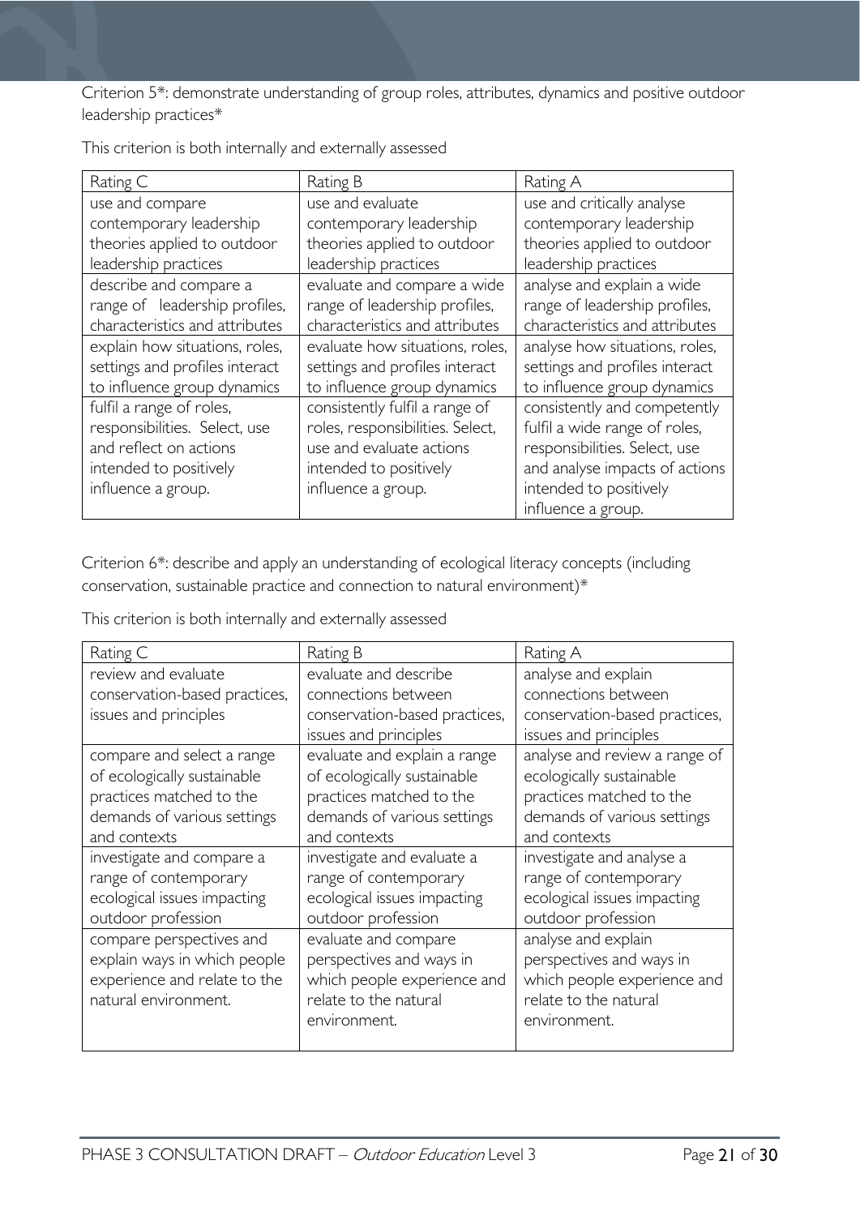Criterion 5*: demonstrate understanding of group roles, attributes, dynamics and positive outdoor leadership practices*

This criterion is both internally and externally assessed

| Rating C | Rating B | Rating A |
|---|---|---|
| use and compare contemporary leadership theories applied to outdoor leadership practices | use and evaluate contemporary leadership theories applied to outdoor leadership practices | use and critically analyse contemporary leadership theories applied to outdoor leadership practices |
| describe and compare a range of leadership profiles, characteristics and attributes | evaluate and compare a wide range of leadership profiles, characteristics and attributes | analyse and explain a wide range of leadership profiles, characteristics and attributes |
| explain how situations, roles, settings and profiles interact to influence group dynamics | evaluate how situations, roles, settings and profiles interact to influence group dynamics | analyse how situations, roles, settings and profiles interact to influence group dynamics |
| fulfil a range of roles, responsibilities. Select, use and reflect on actions intended to positively influence a group. | consistently fulfil a range of roles, responsibilities. Select, use and evaluate actions intended to positively influence a group. | consistently and competently fulfil a wide range of roles, responsibilities. Select, use and analyse impacts of actions intended to positively influence a group. |

Criterion 6*: describe and apply an understanding of ecological literacy concepts (including conservation, sustainable practice and connection to natural environment)*

This criterion is both internally and externally assessed

| Rating C | Rating B | Rating A |
|---|---|---|
| review and evaluate conservation-based practices, issues and principles | evaluate and describe connections between conservation-based practices, issues and principles | analyse and explain connections between conservation-based practices, issues and principles |
| compare and select a range of ecologically sustainable practices matched to the demands of various settings and contexts | evaluate and explain a range of ecologically sustainable practices matched to the demands of various settings and contexts | analyse and review a range of ecologically sustainable practices matched to the demands of various settings and contexts |
| investigate and compare a range of contemporary ecological issues impacting outdoor profession | investigate and evaluate a range of contemporary ecological issues impacting outdoor profession | investigate and analyse a range of contemporary ecological issues impacting outdoor profession |
| compare perspectives and explain ways in which people experience and relate to the natural environment. | evaluate and compare perspectives and ways in which people experience and relate to the natural environment. | analyse and explain perspectives and ways in which people experience and relate to the natural environment. |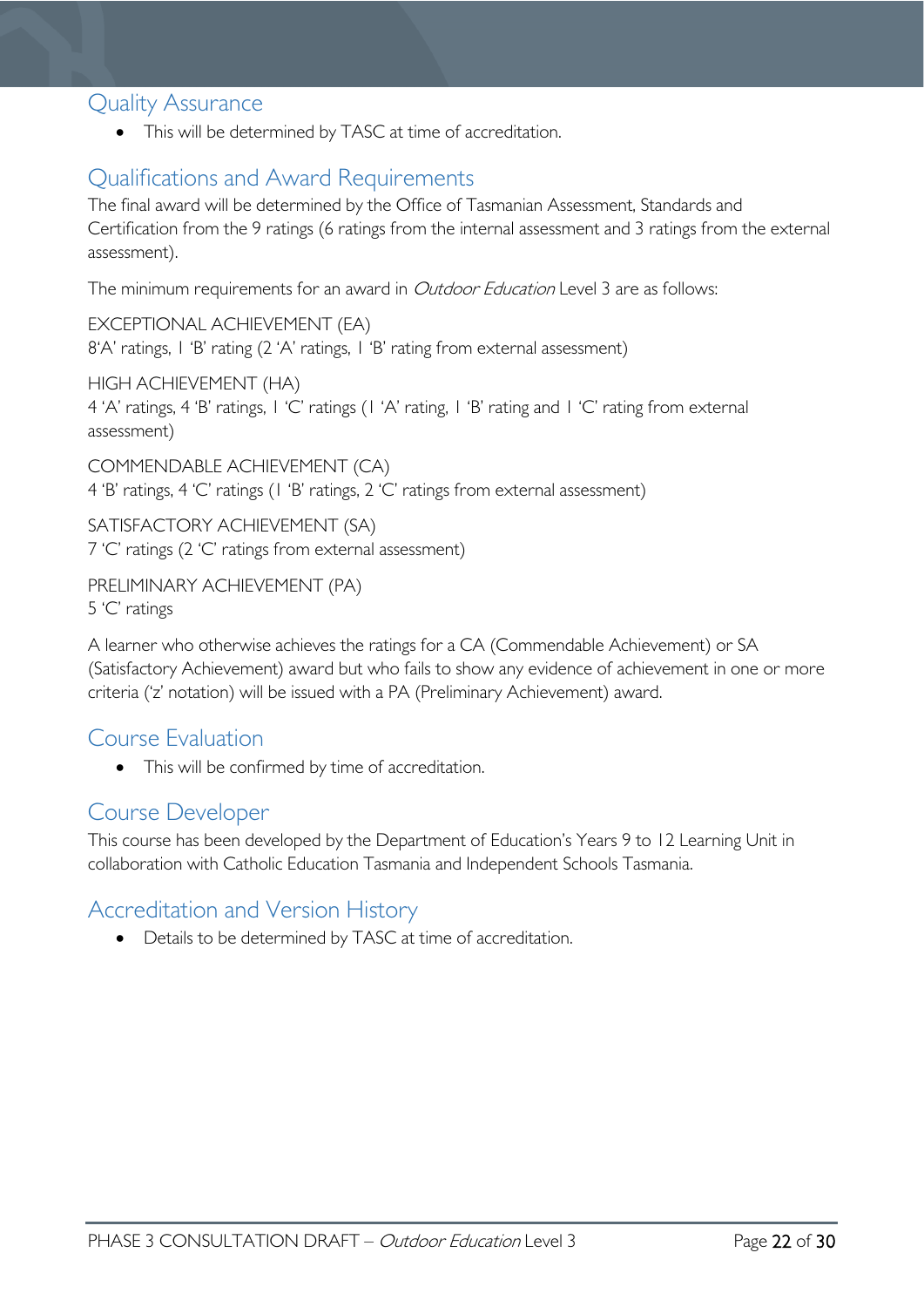## Quality Assurance

- This will be determined by TASC at time of accreditation.

## Qualifications and Award Requirements

The final award will be determined by the Office of Tasmanian Assessment, Standards and Certification from the 9 ratings (6 ratings from the internal assessment and 3 ratings from the external assessment).

The minimum requirements for an award in *Outdoor Education* Level 3 are as follows:

EXCEPTIONAL ACHIEVEMENT (EA)
8'A' ratings, 1 'B' rating (2 'A' ratings, 1 'B' rating from external assessment)

HIGH ACHIEVEMENT (HA)
4 'A' ratings, 4 'B' ratings, 1 'C' ratings (1 'A' rating, 1 'B' rating and 1 'C' rating from external assessment)

COMMENDABLE ACHIEVEMENT (CA)
4 'B' ratings, 4 'C' ratings (1 'B' ratings, 2 'C' ratings from external assessment)

SATISFACTORY ACHIEVEMENT (SA)
7 'C' ratings (2 'C' ratings from external assessment)

PRELIMINARY ACHIEVEMENT (PA)
5 'C' ratings

A learner who otherwise achieves the ratings for a CA (Commendable Achievement) or SA (Satisfactory Achievement) award but who fails to show any evidence of achievement in one or more criteria ('z' notation) will be issued with a PA (Preliminary Achievement) award.

## Course Evaluation

- This will be confirmed by time of accreditation.

## Course Developer

This course has been developed by the Department of Education's Years 9 to 12 Learning Unit in collaboration with Catholic Education Tasmania and Independent Schools Tasmania.

## Accreditation and Version History

- Details to be determined by TASC at time of accreditation.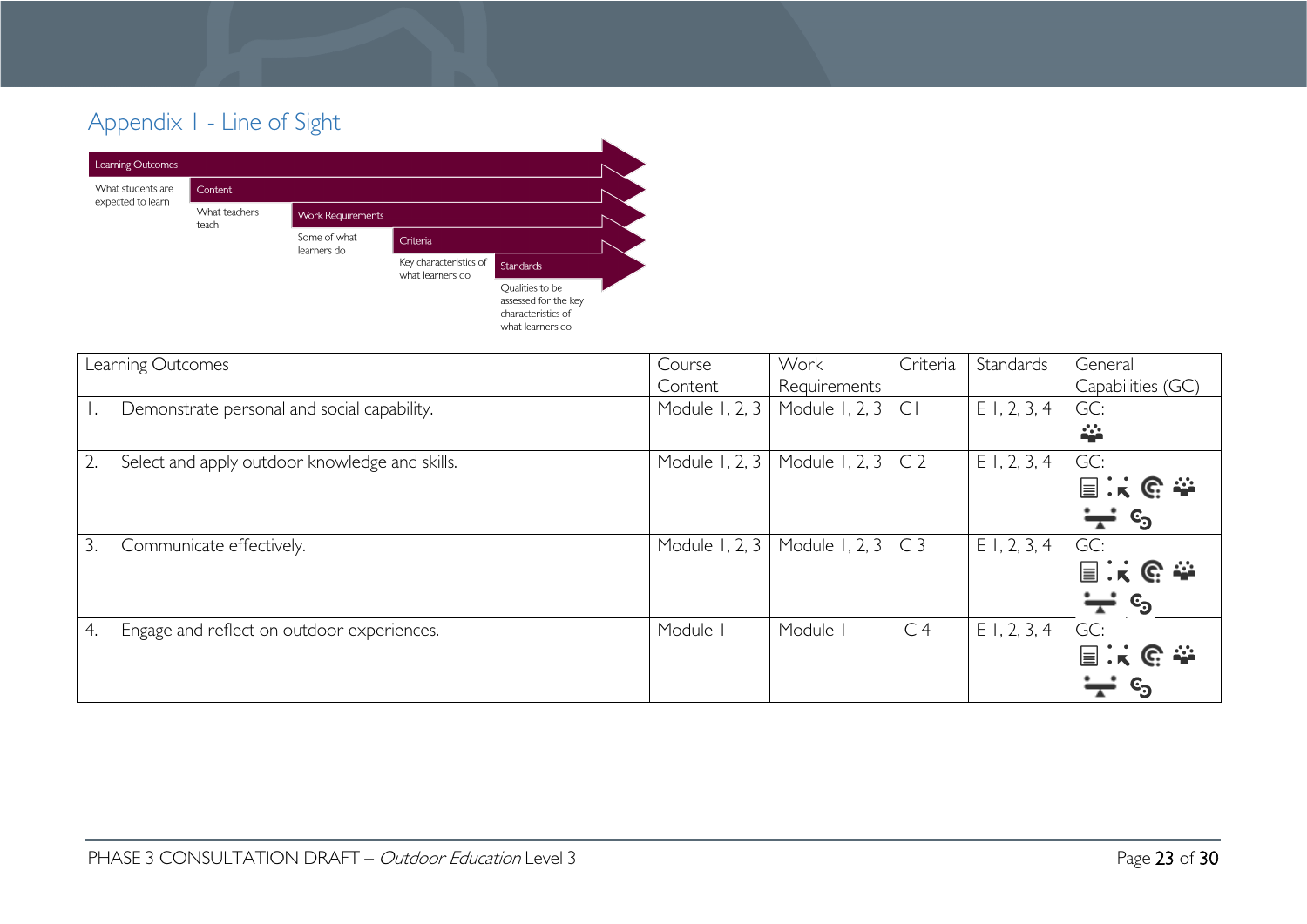# Appendix 1 - Line of Sight

- **Learning Outcomes** — What students are expected to learn
- **Content** — What teachers teach
- **Work Requirements** — Some of what learners do
- **Criteria** — Key characteristics of what learners do
- **Standards** — Qualities to be assessed for the key characteristics of what learners do

| Learning Outcomes | Course Content | Work Requirements | Criteria | Standards | General Capabilities (GC) |
|---|---|---|---|---|---|
| 1. Demonstrate personal and social capability. | Module 1, 2, 3 | Module 1, 2, 3 | C1 | E 1, 2, 3, 4 | GC: |
| 2. Select and apply outdoor knowledge and skills. | Module 1, 2, 3 | Module 1, 2, 3 | C 2 | E 1, 2, 3, 4 | GC: |
| 3. Communicate effectively. | Module 1, 2, 3 | Module 1, 2, 3 | C 3 | E 1, 2, 3, 4 | GC: |
| 4. Engage and reflect on outdoor experiences. | Module 1 | Module 1 | C 4 | E 1, 2, 3, 4 | GC: |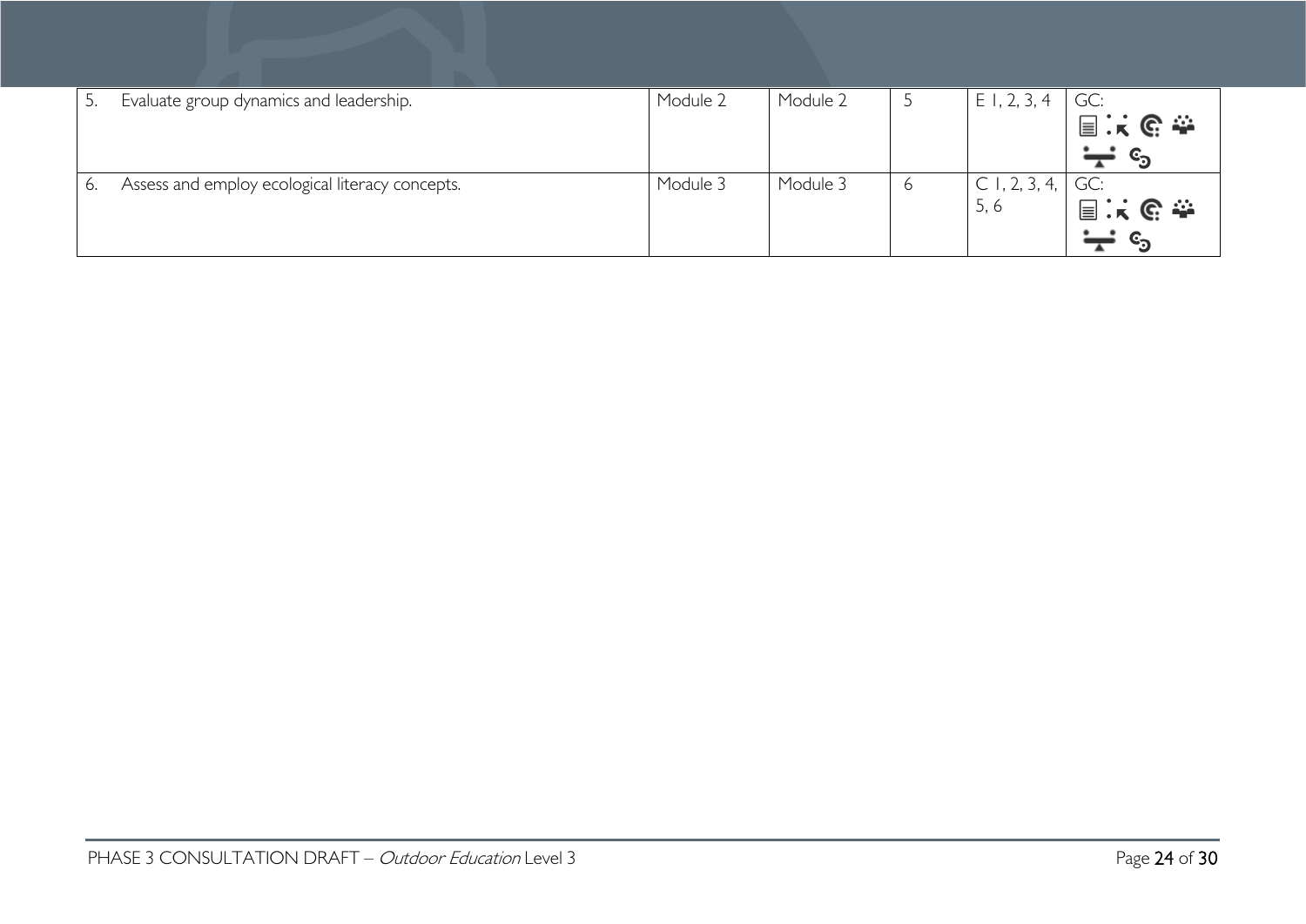| | | | | | |
|---|---|---|---|---|---|
| 5. Evaluate group dynamics and leadership. | Module 2 | Module 2 | 5 | E 1, 2, 3, 4 | GC: |
| 6. Assess and employ ecological literacy concepts. | Module 3 | Module 3 | 6 | C 1, 2, 3, 4, 5, 6 | GC: |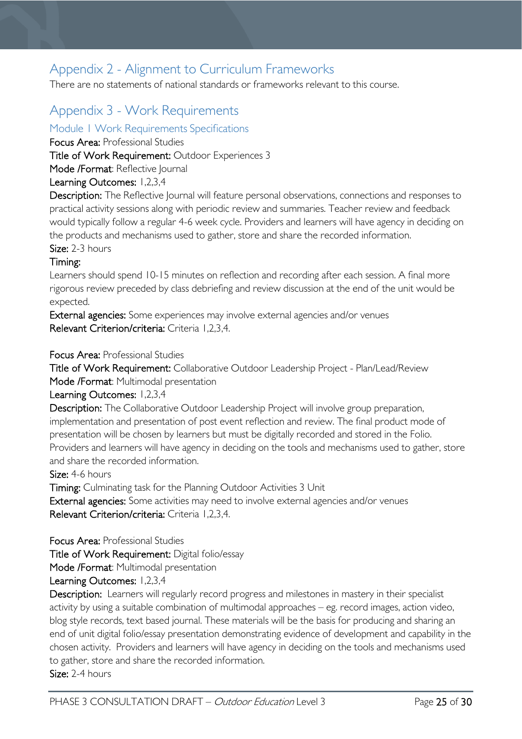## Appendix 2 - Alignment to Curriculum Frameworks

There are no statements of national standards or frameworks relevant to this course.

## Appendix 3 - Work Requirements

### Module 1 Work Requirements Specifications

**Focus Area:** Professional Studies

**Title of Work Requirement:** Outdoor Experiences 3

**Mode /Format**: Reflective Journal

**Learning Outcomes:** 1,2,3,4

**Description:** The Reflective Journal will feature personal observations, connections and responses to practical activity sessions along with periodic review and summaries. Teacher review and feedback would typically follow a regular 4-6 week cycle. Providers and learners will have agency in deciding on the products and mechanisms used to gather, store and share the recorded information.

**Size:** 2-3 hours

**Timing:**

Learners should spend 10-15 minutes on reflection and recording after each session. A final more rigorous review preceded by class debriefing and review discussion at the end of the unit would be expected.

**External agencies:** Some experiences may involve external agencies and/or venues

**Relevant Criterion/criteria:** Criteria 1,2,3,4.

**Focus Area:** Professional Studies

**Title of Work Requirement:** Collaborative Outdoor Leadership Project - Plan/Lead/Review

**Mode /Format**: Multimodal presentation

**Learning Outcomes:** 1,2,3,4

**Description:** The Collaborative Outdoor Leadership Project will involve group preparation, implementation and presentation of post event reflection and review. The final product mode of presentation will be chosen by learners but must be digitally recorded and stored in the Folio. Providers and learners will have agency in deciding on the tools and mechanisms used to gather, store and share the recorded information.

**Size:** 4-6 hours

**Timing:** Culminating task for the Planning Outdoor Activities 3 Unit

**External agencies:** Some activities may need to involve external agencies and/or venues

**Relevant Criterion/criteria:** Criteria 1,2,3,4.

**Focus Area:** Professional Studies

**Title of Work Requirement:** Digital folio/essay

**Mode /Format**: Multimodal presentation

**Learning Outcomes:** 1,2,3,4

**Description:** Learners will regularly record progress and milestones in mastery in their specialist activity by using a suitable combination of multimodal approaches – eg. record images, action video, blog style records, text based journal. These materials will be the basis for producing and sharing an end of unit digital folio/essay presentation demonstrating evidence of development and capability in the chosen activity. Providers and learners will have agency in deciding on the tools and mechanisms used to gather, store and share the recorded information.

**Size:** 2-4 hours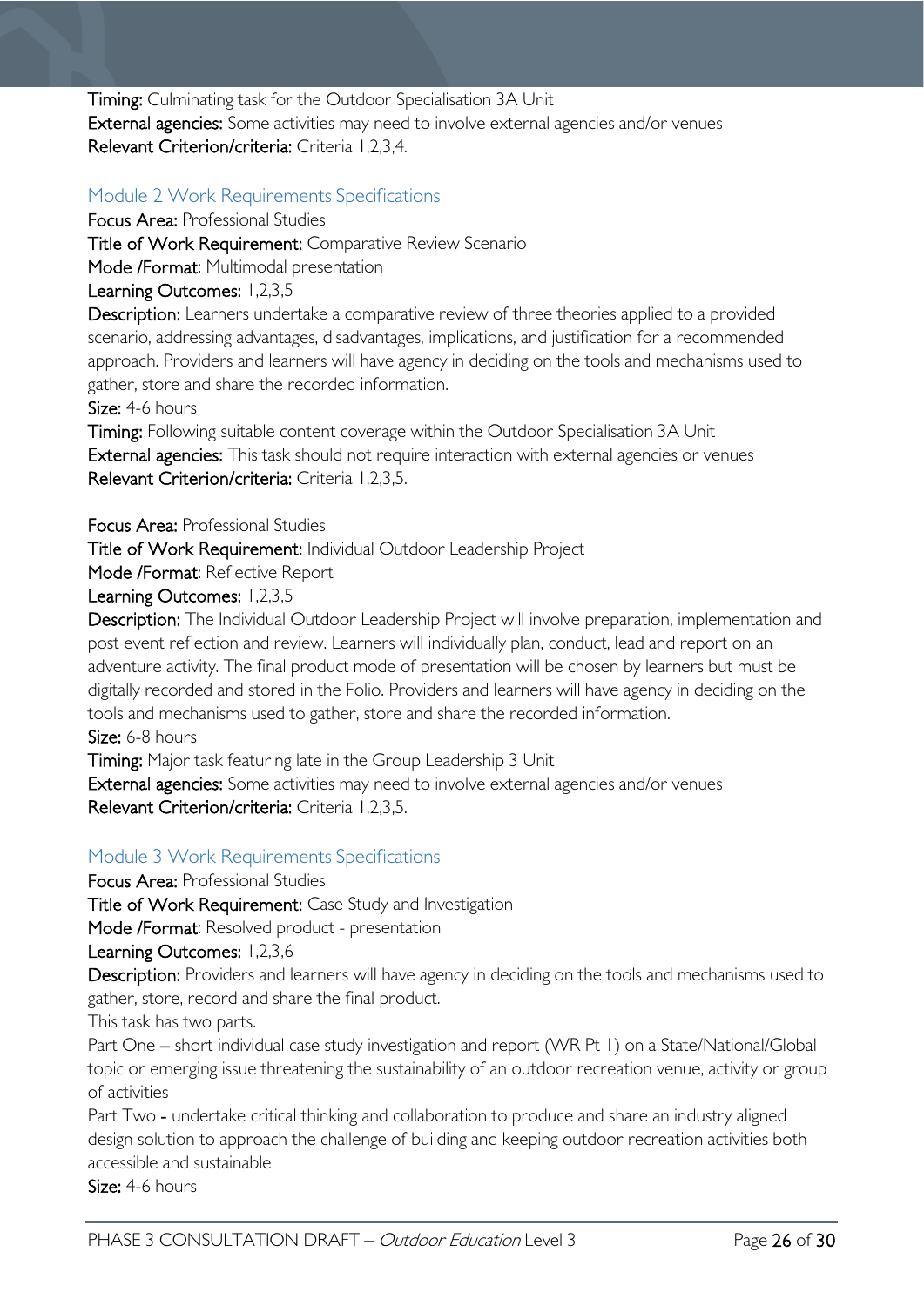**Timing:** Culminating task for the Outdoor Specialisation 3A Unit
**External agencies:** Some activities may need to involve external agencies and/or venues
**Relevant Criterion/criteria:** Criteria 1,2,3,4.

### Module 2 Work Requirements Specifications

**Focus Area:** Professional Studies
**Title of Work Requirement:** Comparative Review Scenario
**Mode /Format**: Multimodal presentation
**Learning Outcomes:** 1,2,3,5
**Description:** Learners undertake a comparative review of three theories applied to a provided scenario, addressing advantages, disadvantages, implications, and justification for a recommended approach. Providers and learners will have agency in deciding on the tools and mechanisms used to gather, store and share the recorded information.
**Size:** 4-6 hours
**Timing:** Following suitable content coverage within the Outdoor Specialisation 3A Unit
**External agencies:** This task should not require interaction with external agencies or venues
**Relevant Criterion/criteria:** Criteria 1,2,3,5.

**Focus Area:** Professional Studies
**Title of Work Requirement:** Individual Outdoor Leadership Project
**Mode /Format**: Reflective Report
**Learning Outcomes:** 1,2,3,5
**Description:** The Individual Outdoor Leadership Project will involve preparation, implementation and post event reflection and review. Learners will individually plan, conduct, lead and report on an adventure activity. The final product mode of presentation will be chosen by learners but must be digitally recorded and stored in the Folio. Providers and learners will have agency in deciding on the tools and mechanisms used to gather, store and share the recorded information.
**Size:** 6-8 hours
**Timing:** Major task featuring late in the Group Leadership 3 Unit
**External agencies:** Some activities may need to involve external agencies and/or venues
**Relevant Criterion/criteria:** Criteria 1,2,3,5.

### Module 3 Work Requirements Specifications

**Focus Area:** Professional Studies
**Title of Work Requirement:** Case Study and Investigation
**Mode /Format**: Resolved product - presentation
**Learning Outcomes:** 1,2,3,6
**Description:** Providers and learners will have agency in deciding on the tools and mechanisms used to gather, store, record and share the final product.
This task has two parts.
Part One – short individual case study investigation and report (WR Pt 1) on a State/National/Global topic or emerging issue threatening the sustainability of an outdoor recreation venue, activity or group of activities
Part Two - undertake critical thinking and collaboration to produce and share an industry aligned design solution to approach the challenge of building and keeping outdoor recreation activities both accessible and sustainable
**Size:** 4-6 hours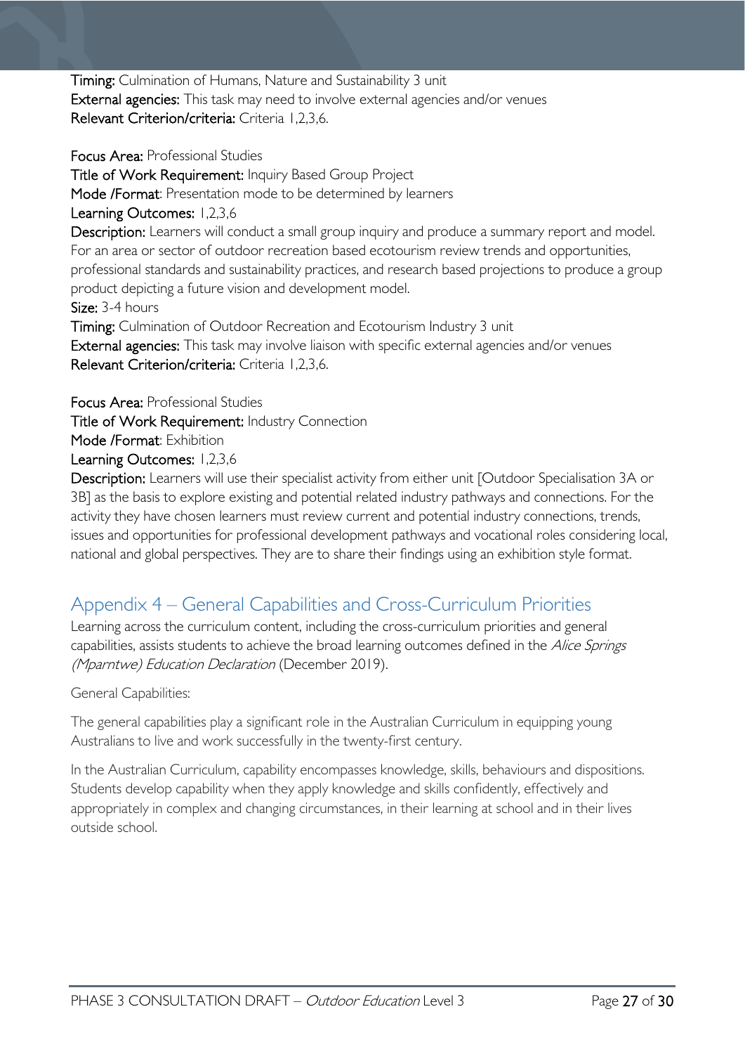**Timing:** Culmination of Humans, Nature and Sustainability 3 unit
**External agencies:** This task may need to involve external agencies and/or venues
**Relevant Criterion/criteria:** Criteria 1,2,3,6.

**Focus Area:** Professional Studies
**Title of Work Requirement:** Inquiry Based Group Project
**Mode /Format**: Presentation mode to be determined by learners
**Learning Outcomes:** 1,2,3,6
**Description:** Learners will conduct a small group inquiry and produce a summary report and model. For an area or sector of outdoor recreation based ecotourism review trends and opportunities, professional standards and sustainability practices, and research based projections to produce a group product depicting a future vision and development model.
**Size:** 3-4 hours
**Timing:** Culmination of Outdoor Recreation and Ecotourism Industry 3 unit
**External agencies:** This task may involve liaison with specific external agencies and/or venues
**Relevant Criterion/criteria:** Criteria 1,2,3,6.

**Focus Area:** Professional Studies
**Title of Work Requirement:** Industry Connection
**Mode /Format**: Exhibition
**Learning Outcomes:** 1,2,3,6
**Description:** Learners will use their specialist activity from either unit [Outdoor Specialisation 3A or 3B] as the basis to explore existing and potential related industry pathways and connections. For the activity they have chosen learners must review current and potential industry connections, trends, issues and opportunities for professional development pathways and vocational roles considering local, national and global perspectives. They are to share their findings using an exhibition style format.

## Appendix 4 – General Capabilities and Cross-Curriculum Priorities

Learning across the curriculum content, including the cross-curriculum priorities and general capabilities, assists students to achieve the broad learning outcomes defined in the *Alice Springs (Mparntwe) Education Declaration* (December 2019).

General Capabilities:

The general capabilities play a significant role in the Australian Curriculum in equipping young Australians to live and work successfully in the twenty-first century.

In the Australian Curriculum, capability encompasses knowledge, skills, behaviours and dispositions. Students develop capability when they apply knowledge and skills confidently, effectively and appropriately in complex and changing circumstances, in their learning at school and in their lives outside school.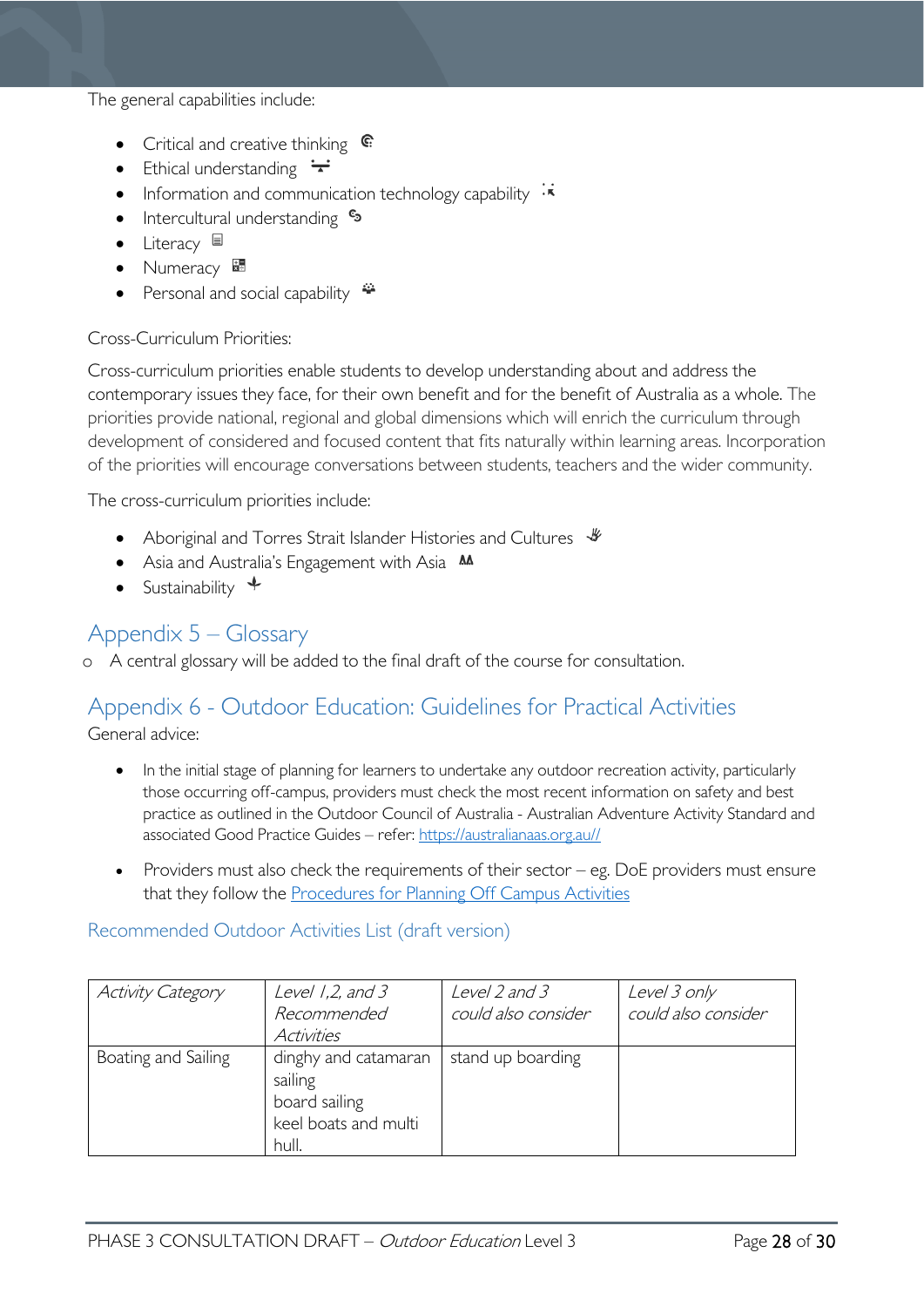The general capabilities include:

- Critical and creative thinking
- Ethical understanding
- Information and communication technology capability
- Intercultural understanding
- Literacy
- Numeracy
- Personal and social capability

Cross-Curriculum Priorities:

Cross-curriculum priorities enable students to develop understanding about and address the contemporary issues they face, for their own benefit and for the benefit of Australia as a whole. The priorities provide national, regional and global dimensions which will enrich the curriculum through development of considered and focused content that fits naturally within learning areas. Incorporation of the priorities will encourage conversations between students, teachers and the wider community.

The cross-curriculum priorities include:

- Aboriginal and Torres Strait Islander Histories and Cultures
- Asia and Australia's Engagement with Asia
- Sustainability

## Appendix 5 – Glossary

- A central glossary will be added to the final draft of the course for consultation.

## Appendix 6 - Outdoor Education: Guidelines for Practical Activities

General advice:

- In the initial stage of planning for learners to undertake any outdoor recreation activity, particularly those occurring off-campus, providers must check the most recent information on safety and best practice as outlined in the Outdoor Council of Australia - Australian Adventure Activity Standard and associated Good Practice Guides – refer: https://australianaas.org.au//

- Providers must also check the requirements of their sector – eg. DoE providers must ensure that they follow the Procedures for Planning Off Campus Activities

### Recommended Outdoor Activities List (draft version)

| *Activity Category* | *Level 1,2, and 3 Recommended Activities* | *Level 2 and 3 could also consider* | *Level 3 only could also consider* |
|---|---|---|---|
| Boating and Sailing | dinghy and catamaran sailing<br>board sailing<br>keel boats and multi hull. | stand up boarding | |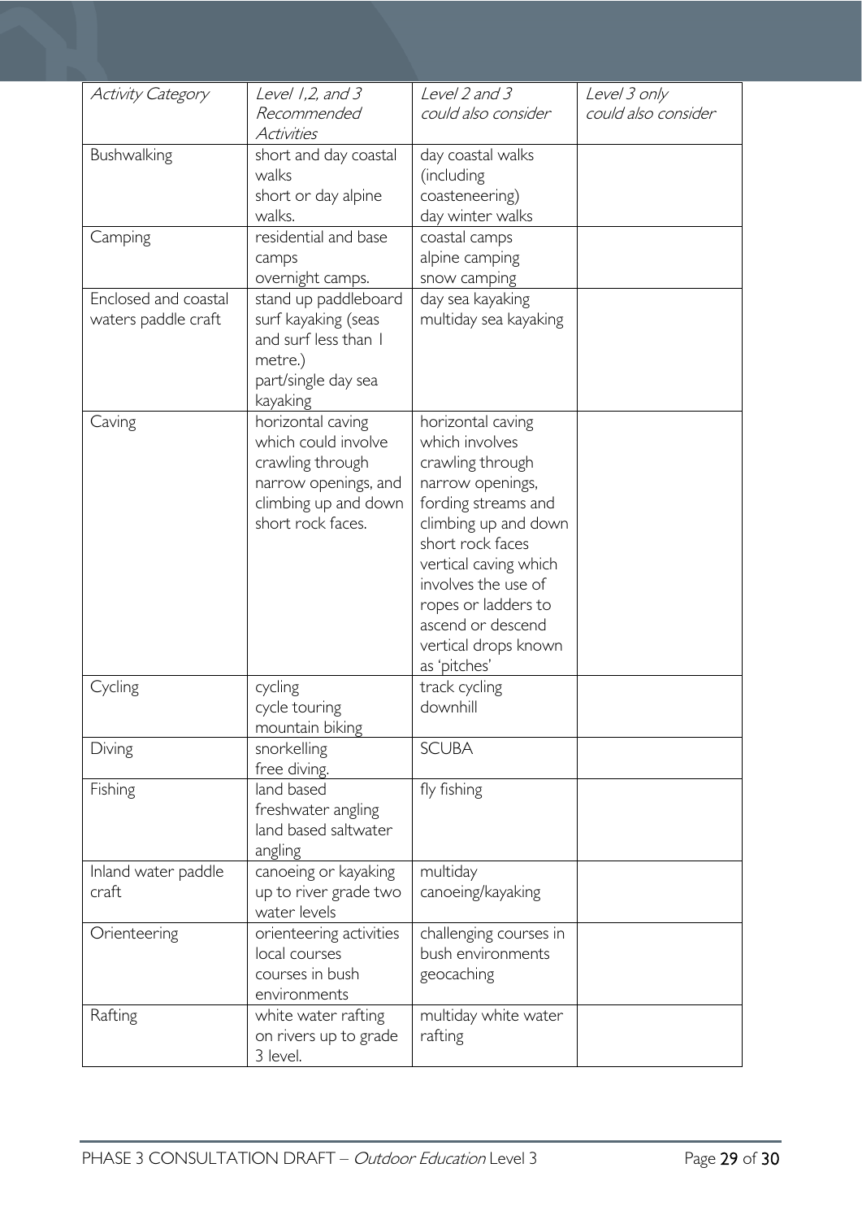| *Activity Category* | *Level 1,2, and 3 Recommended Activities* | *Level 2 and 3 could also consider* | *Level 3 only could also consider* |
|---|---|---|---|
| Bushwalking | short and day coastal walks<br>short or day alpine walks. | day coastal walks (including coasteneering)<br>day winter walks | |
| Camping | residential and base camps<br>overnight camps. | coastal camps<br>alpine camping<br>snow camping | |
| Enclosed and coastal waters paddle craft | stand up paddleboard<br>surf kayaking (seas and surf less than 1 metre.)<br>part/single day sea kayaking | day sea kayaking<br>multiday sea kayaking | |
| Caving | horizontal caving which could involve crawling through narrow openings, and climbing up and down short rock faces. | horizontal caving which involves crawling through narrow openings, fording streams and climbing up and down short rock faces<br>vertical caving which involves the use of ropes or ladders to ascend or descend vertical drops known as 'pitches' | |
| Cycling | cycling<br>cycle touring<br>mountain biking | track cycling<br>downhill | |
| Diving | snorkelling<br>free diving. | SCUBA | |
| Fishing | land based freshwater angling<br>land based saltwater angling | fly fishing | |
| Inland water paddle craft | canoeing or kayaking up to river grade two water levels | multiday canoeing/kayaking | |
| Orienteering | orienteering activities<br>local courses<br>courses in bush environments | challenging courses in bush environments<br>geocaching | |
| Rafting | white water rafting on rivers up to grade 3 level. | multiday white water rafting | |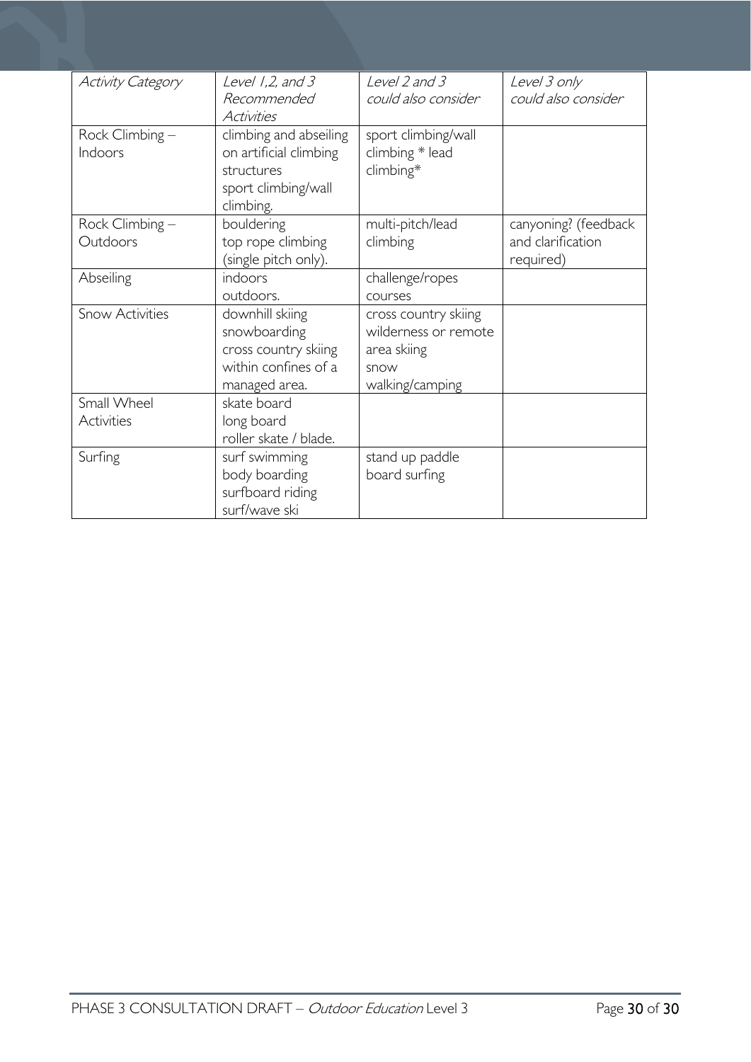| *Activity Category* | *Level 1,2, and 3 Recommended Activities* | *Level 2 and 3 could also consider* | *Level 3 only could also consider* |
|---|---|---|---|
| Rock Climbing – Indoors | climbing and abseiling on artificial climbing structures<br>sport climbing/wall climbing. | sport climbing/wall climbing * lead climbing* | |
| Rock Climbing – Outdoors | bouldering<br>top rope climbing (single pitch only). | multi-pitch/lead climbing | canyoning? (feedback and clarification required) |
| Abseiling | indoors<br>outdoors. | challenge/ropes courses | |
| Snow Activities | downhill skiing<br>snowboarding<br>cross country skiing within confines of a managed area. | cross country skiing<br>wilderness or remote area skiing<br>snow walking/camping | |
| Small Wheel Activities | skate board<br>long board<br>roller skate / blade. | | |
| Surfing | surf swimming<br>body boarding<br>surfboard riding<br>surf/wave ski | stand up paddle board surfing | |